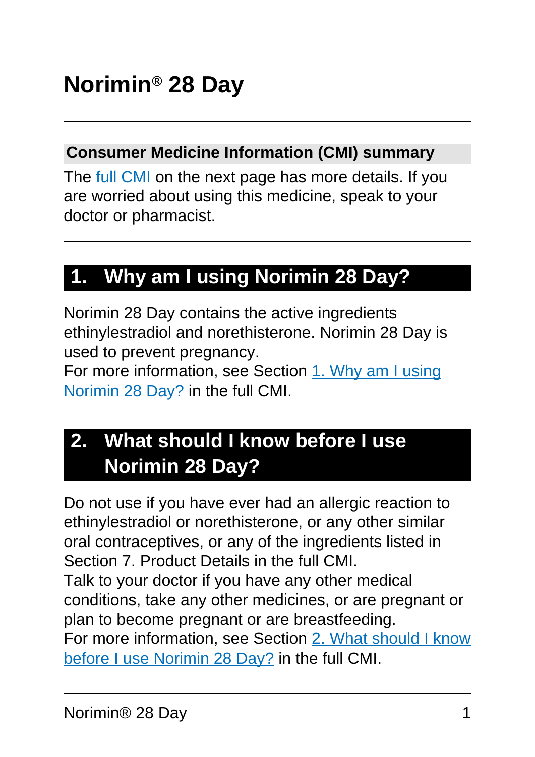# Norimin® 28 Day

## Consumer Medicine Information (CMI) summary

The full CMI on the next page has more details. If you are worried about using this medicine, speak to your doctor or pharmacist.

## 1. Why am I using Norimin 28 Day?

Norimin 28 Day contains the active ingredients ethinylestradiol and norethisterone. Norimin 28 Day is used to prevent pregnancy.

For more information, see Section 1. Why am I using Norimin 28 Day? in the full CMI.

## 2. What should I know before I use Norimin 28 Day?

Do not use if you have ever had an allergic reaction to ethinylestradiol or norethisterone, or any other similar oral contraceptives, or any of the ingredients listed in Section 7. Product Details in the full CMI.

Talk to your doctor if you have any other medical conditions, take any other medicines, or are pregnant or plan to become pregnant or are breastfeeding.

For more information, see Section 2. What should I know before I use Norimin 28 Day? in the full CMI.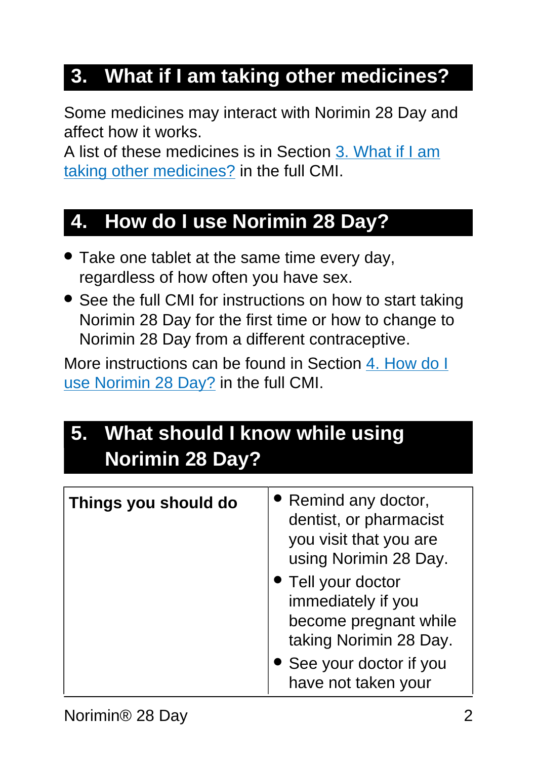## 3. What if I am taking other medicines?

Some medicines may interact with Norimin 28 Day and affect how it works.
A list of these medicines is in Section 3. What if I am taking other medicines? in the full CMI.

## 4. How do I use Norimin 28 Day?

- Take one tablet at the same time every day, regardless of how often you have sex.
- See the full CMI for instructions on how to start taking Norimin 28 Day for the first time or how to change to Norimin 28 Day from a different contraceptive.

More instructions can be found in Section 4. How do I use Norimin 28 Day? in the full CMI.

## 5. What should I know while using Norimin 28 Day?

| Things you should do | |
|---|---|
| | • Remind any doctor, dentist, or pharmacist you visit that you are using Norimin 28 Day.<br>• Tell your doctor immediately if you become pregnant while taking Norimin 28 Day.<br>• See your doctor if you have not taken your |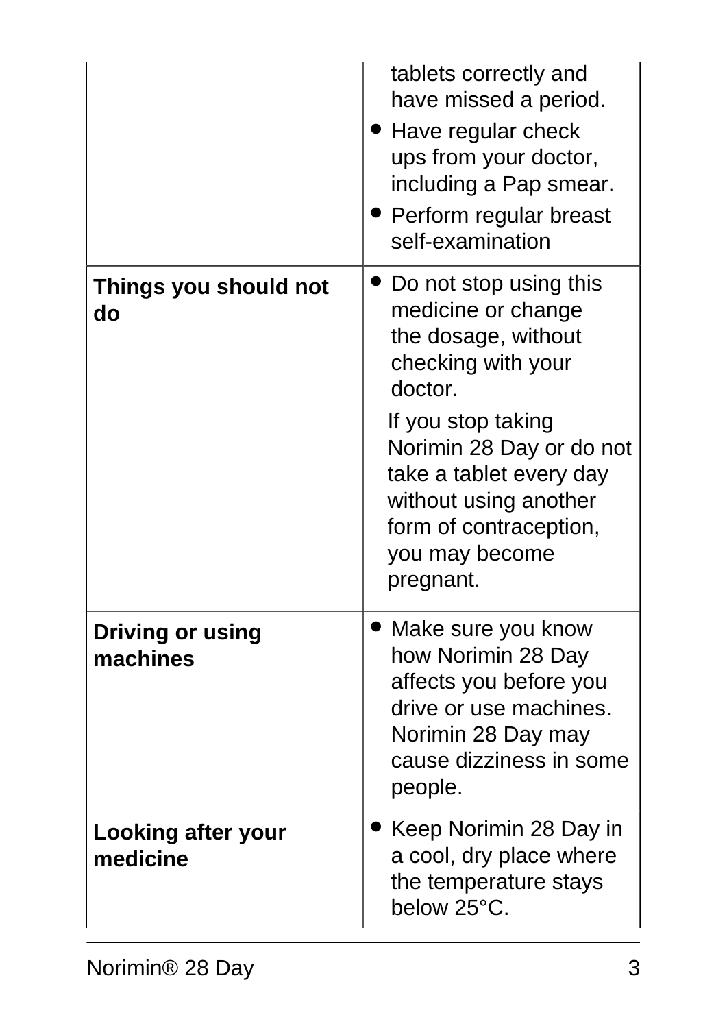| | |
|---|---|
| | tablets correctly and have missed a period.<br>• Have regular check ups from your doctor, including a Pap smear.<br>• Perform regular breast self-examination |
| **Things you should not do** | • Do not stop using this medicine or change the dosage, without checking with your doctor.<br>If you stop taking Norimin 28 Day or do not take a tablet every day without using another form of contraception, you may become pregnant. |
| **Driving or using machines** | • Make sure you know how Norimin 28 Day affects you before you drive or use machines. Norimin 28 Day may cause dizziness in some people. |
| **Looking after your medicine** | • Keep Norimin 28 Day in a cool, dry place where the temperature stays below 25°C. |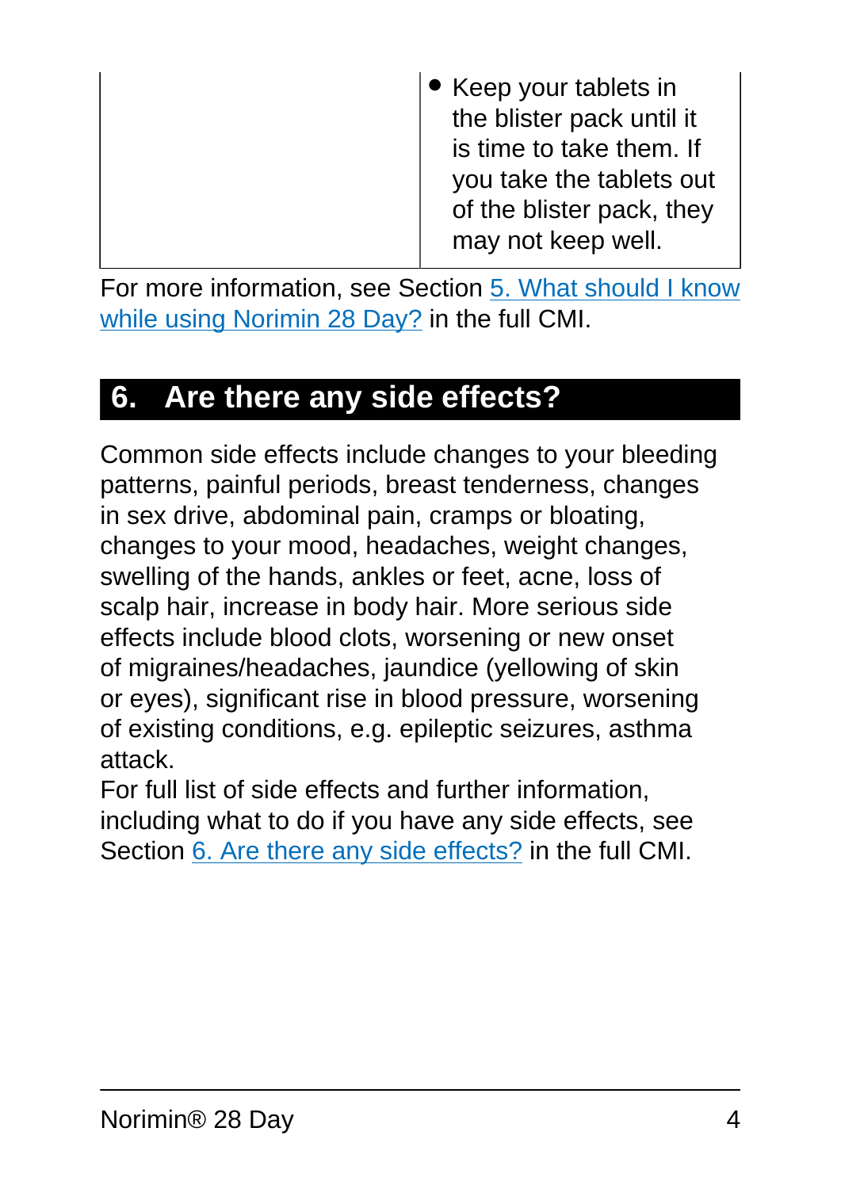| | |
|---|---|
| | • Keep your tablets in the blister pack until it is time to take them. If you take the tablets out of the blister pack, they may not keep well. |

For more information, see Section 5. What should I know while using Norimin 28 Day? in the full CMI.

## 6. Are there any side effects?

Common side effects include changes to your bleeding patterns, painful periods, breast tenderness, changes in sex drive, abdominal pain, cramps or bloating, changes to your mood, headaches, weight changes, swelling of the hands, ankles or feet, acne, loss of scalp hair, increase in body hair. More serious side effects include blood clots, worsening or new onset of migraines/headaches, jaundice (yellowing of skin or eyes), significant rise in blood pressure, worsening of existing conditions, e.g. epileptic seizures, asthma attack.

For full list of side effects and further information, including what to do if you have any side effects, see Section 6. Are there any side effects? in the full CMI.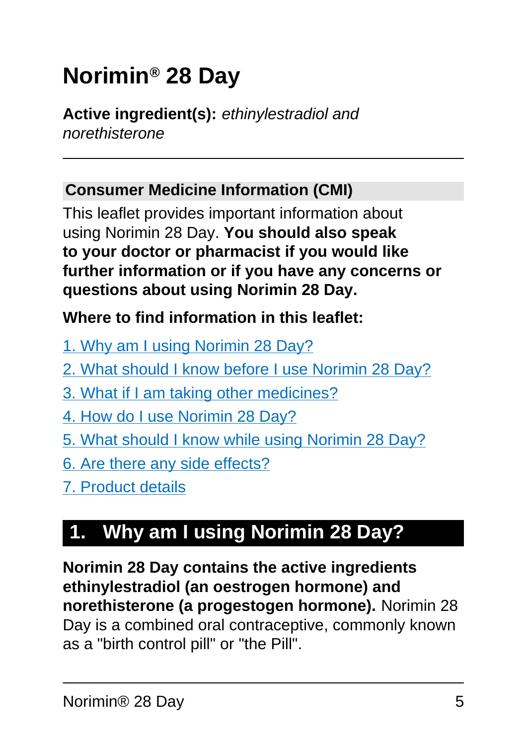# Norimin® 28 Day

**Active ingredient(s):** *ethinylestradiol and norethisterone*

---

## Consumer Medicine Information (CMI)

This leaflet provides important information about using Norimin 28 Day. **You should also speak to your doctor or pharmacist if you would like further information or if you have any concerns or questions about using Norimin 28 Day.**

**Where to find information in this leaflet:**

1. Why am I using Norimin 28 Day?
2. What should I know before I use Norimin 28 Day?
3. What if I am taking other medicines?
4. How do I use Norimin 28 Day?
5. What should I know while using Norimin 28 Day?
6. Are there any side effects?
7. Product details

## 1. Why am I using Norimin 28 Day?

**Norimin 28 Day contains the active ingredients ethinylestradiol (an oestrogen hormone) and norethisterone (a progestogen hormone).** Norimin 28 Day is a combined oral contraceptive, commonly known as a "birth control pill" or "the Pill".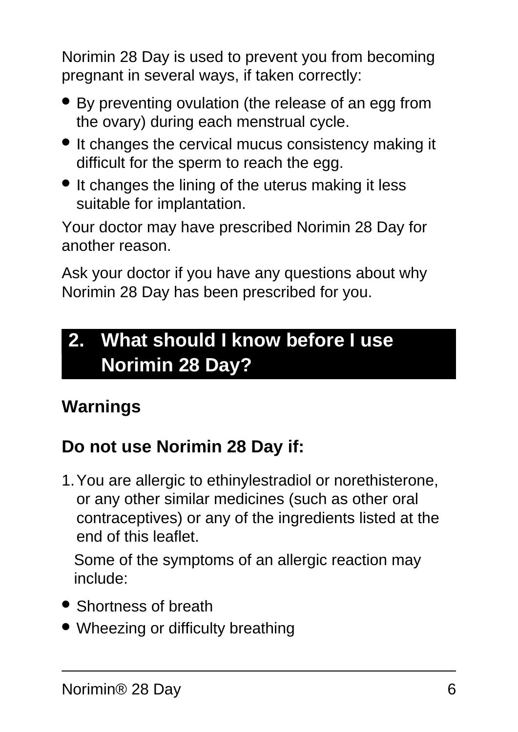Norimin 28 Day is used to prevent you from becoming pregnant in several ways, if taken correctly:

- By preventing ovulation (the release of an egg from the ovary) during each menstrual cycle.
- It changes the cervical mucus consistency making it difficult for the sperm to reach the egg.
- It changes the lining of the uterus making it less suitable for implantation.

Your doctor may have prescribed Norimin 28 Day for another reason.

Ask your doctor if you have any questions about why Norimin 28 Day has been prescribed for you.

## 2. What should I know before I use Norimin 28 Day?

### Warnings

### Do not use Norimin 28 Day if:

1. You are allergic to ethinylestradiol or norethisterone, or any other similar medicines (such as other oral contraceptives) or any of the ingredients listed at the end of this leaflet.

   Some of the symptoms of an allergic reaction may include:

- Shortness of breath
- Wheezing or difficulty breathing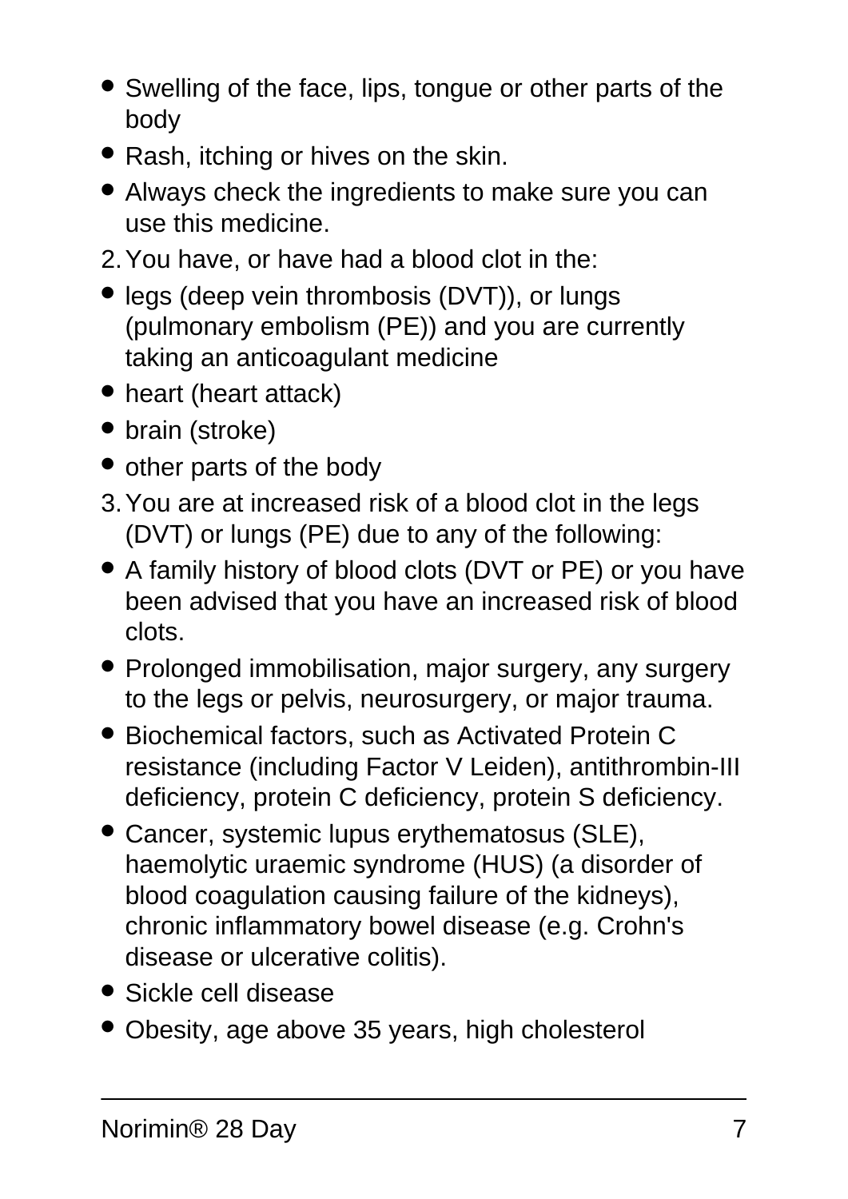- Swelling of the face, lips, tongue or other parts of the body
- Rash, itching or hives on the skin.
- Always check the ingredients to make sure you can use this medicine.

2. You have, or have had a blood clot in the:

- legs (deep vein thrombosis (DVT)), or lungs (pulmonary embolism (PE)) and you are currently taking an anticoagulant medicine
- heart (heart attack)
- brain (stroke)
- other parts of the body

3. You are at increased risk of a blood clot in the legs (DVT) or lungs (PE) due to any of the following:

- A family history of blood clots (DVT or PE) or you have been advised that you have an increased risk of blood clots.
- Prolonged immobilisation, major surgery, any surgery to the legs or pelvis, neurosurgery, or major trauma.
- Biochemical factors, such as Activated Protein C resistance (including Factor V Leiden), antithrombin-III deficiency, protein C deficiency, protein S deficiency.
- Cancer, systemic lupus erythematosus (SLE), haemolytic uraemic syndrome (HUS) (a disorder of blood coagulation causing failure of the kidneys), chronic inflammatory bowel disease (e.g. Crohn's disease or ulcerative colitis).
- Sickle cell disease
- Obesity, age above 35 years, high cholesterol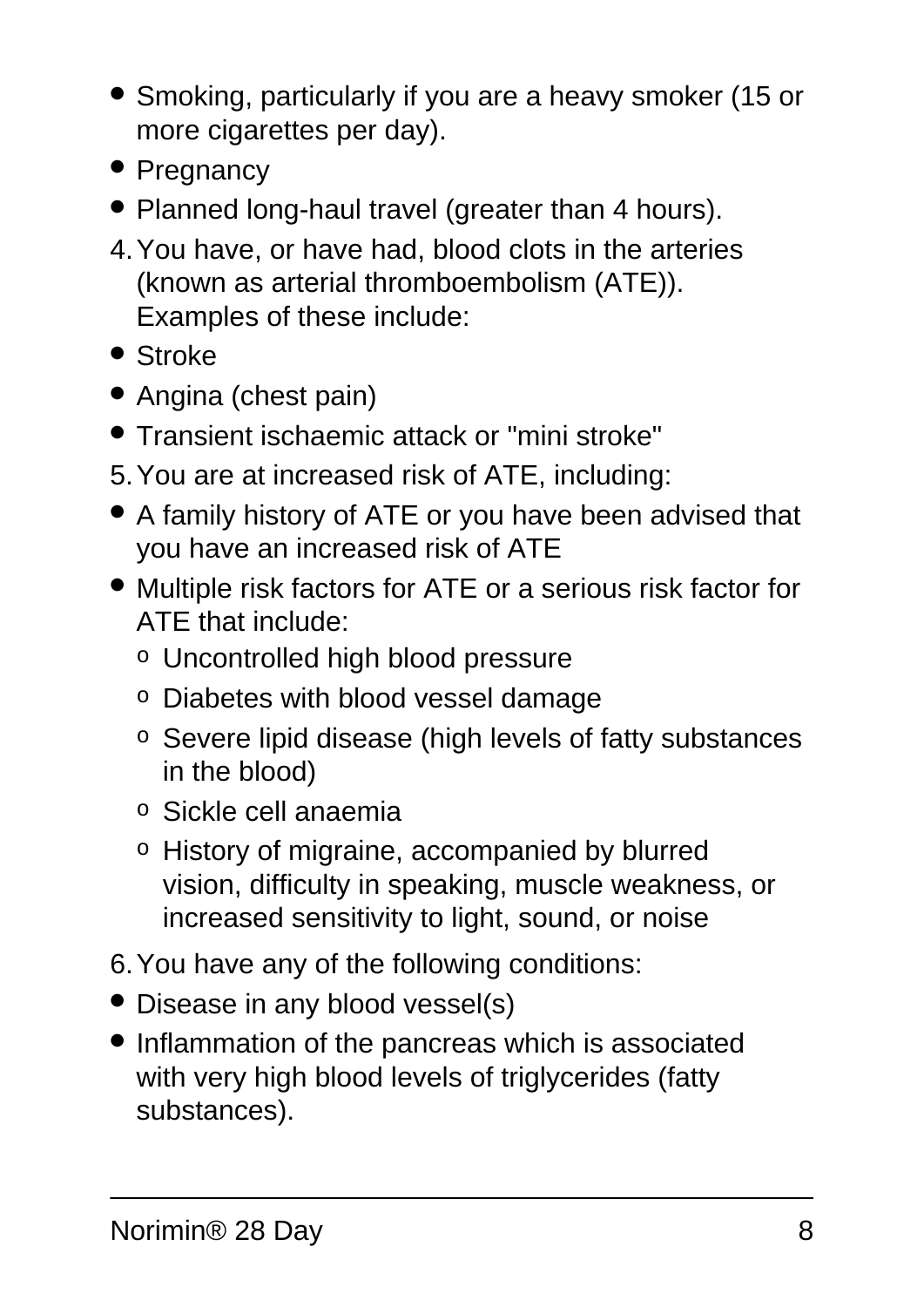- Smoking, particularly if you are a heavy smoker (15 or more cigarettes per day).
- Pregnancy
- Planned long-haul travel (greater than 4 hours).

4. You have, or have had, blood clots in the arteries (known as arterial thromboembolism (ATE)). Examples of these include:

- Stroke
- Angina (chest pain)
- Transient ischaemic attack or "mini stroke"

5. You are at increased risk of ATE, including:

- A family history of ATE or you have been advised that you have an increased risk of ATE
- Multiple risk factors for ATE or a serious risk factor for ATE that include:
  - Uncontrolled high blood pressure
  - Diabetes with blood vessel damage
  - Severe lipid disease (high levels of fatty substances in the blood)
  - Sickle cell anaemia
  - History of migraine, accompanied by blurred vision, difficulty in speaking, muscle weakness, or increased sensitivity to light, sound, or noise

6. You have any of the following conditions:

- Disease in any blood vessel(s)
- Inflammation of the pancreas which is associated with very high blood levels of triglycerides (fatty substances).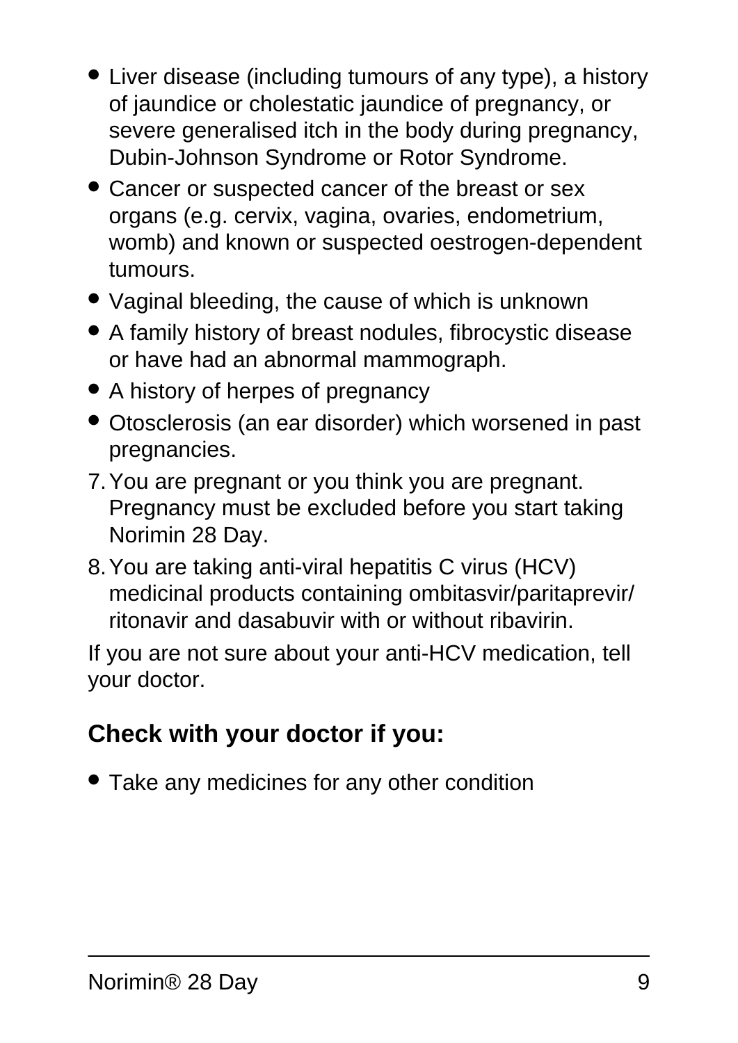- Liver disease (including tumours of any type), a history of jaundice or cholestatic jaundice of pregnancy, or severe generalised itch in the body during pregnancy, Dubin-Johnson Syndrome or Rotor Syndrome.
- Cancer or suspected cancer of the breast or sex organs (e.g. cervix, vagina, ovaries, endometrium, womb) and known or suspected oestrogen-dependent tumours.
- Vaginal bleeding, the cause of which is unknown
- A family history of breast nodules, fibrocystic disease or have had an abnormal mammograph.
- A history of herpes of pregnancy
- Otosclerosis (an ear disorder) which worsened in past pregnancies.

7. You are pregnant or you think you are pregnant. Pregnancy must be excluded before you start taking Norimin 28 Day.
8. You are taking anti-viral hepatitis C virus (HCV) medicinal products containing ombitasvir/paritaprevir/ritonavir and dasabuvir with or without ribavirin.

If you are not sure about your anti-HCV medication, tell your doctor.

## Check with your doctor if you:

- Take any medicines for any other condition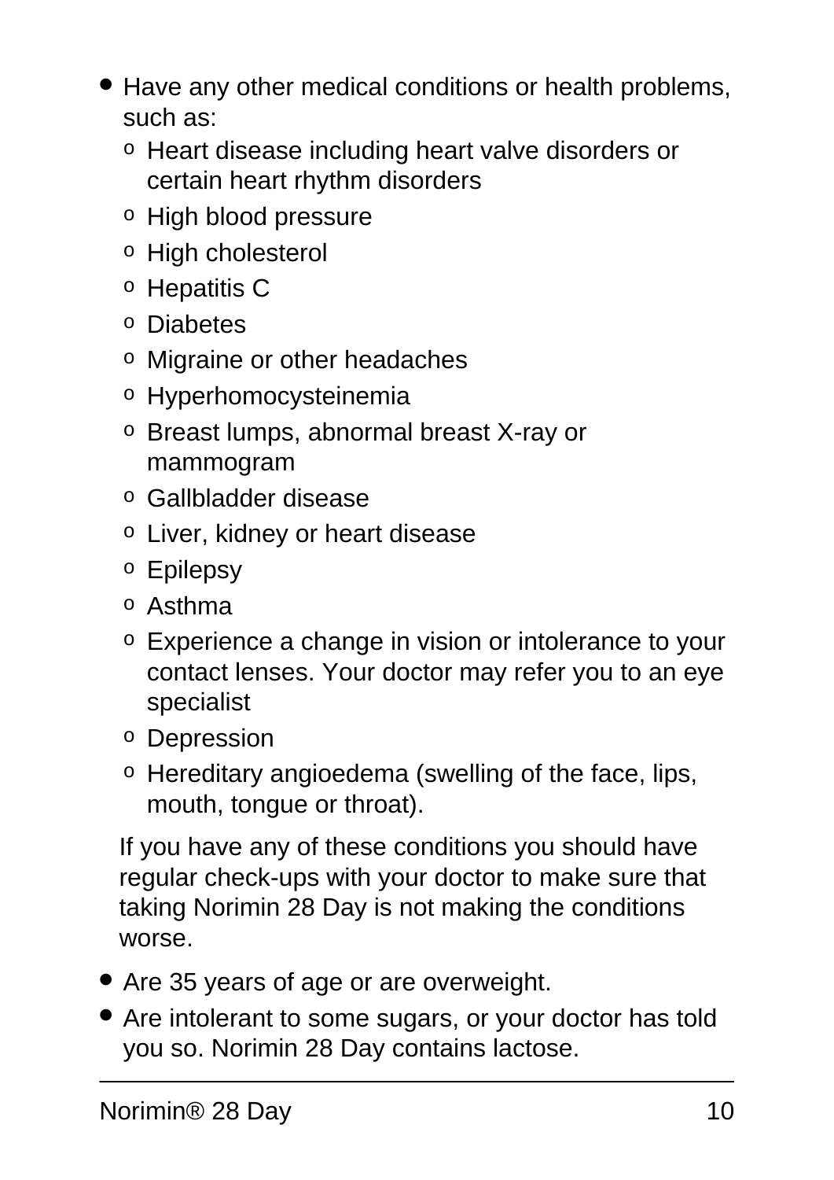- Have any other medical conditions or health problems, such as:
  - Heart disease including heart valve disorders or certain heart rhythm disorders
  - High blood pressure
  - High cholesterol
  - Hepatitis C
  - Diabetes
  - Migraine or other headaches
  - Hyperhomocysteinemia
  - Breast lumps, abnormal breast X-ray or mammogram
  - Gallbladder disease
  - Liver, kidney or heart disease
  - Epilepsy
  - Asthma
  - Experience a change in vision or intolerance to your contact lenses. Your doctor may refer you to an eye specialist
  - Depression
  - Hereditary angioedema (swelling of the face, lips, mouth, tongue or throat).

  If you have any of these conditions you should have regular check-ups with your doctor to make sure that taking Norimin 28 Day is not making the conditions worse.

- Are 35 years of age or are overweight.
- Are intolerant to some sugars, or your doctor has told you so. Norimin 28 Day contains lactose.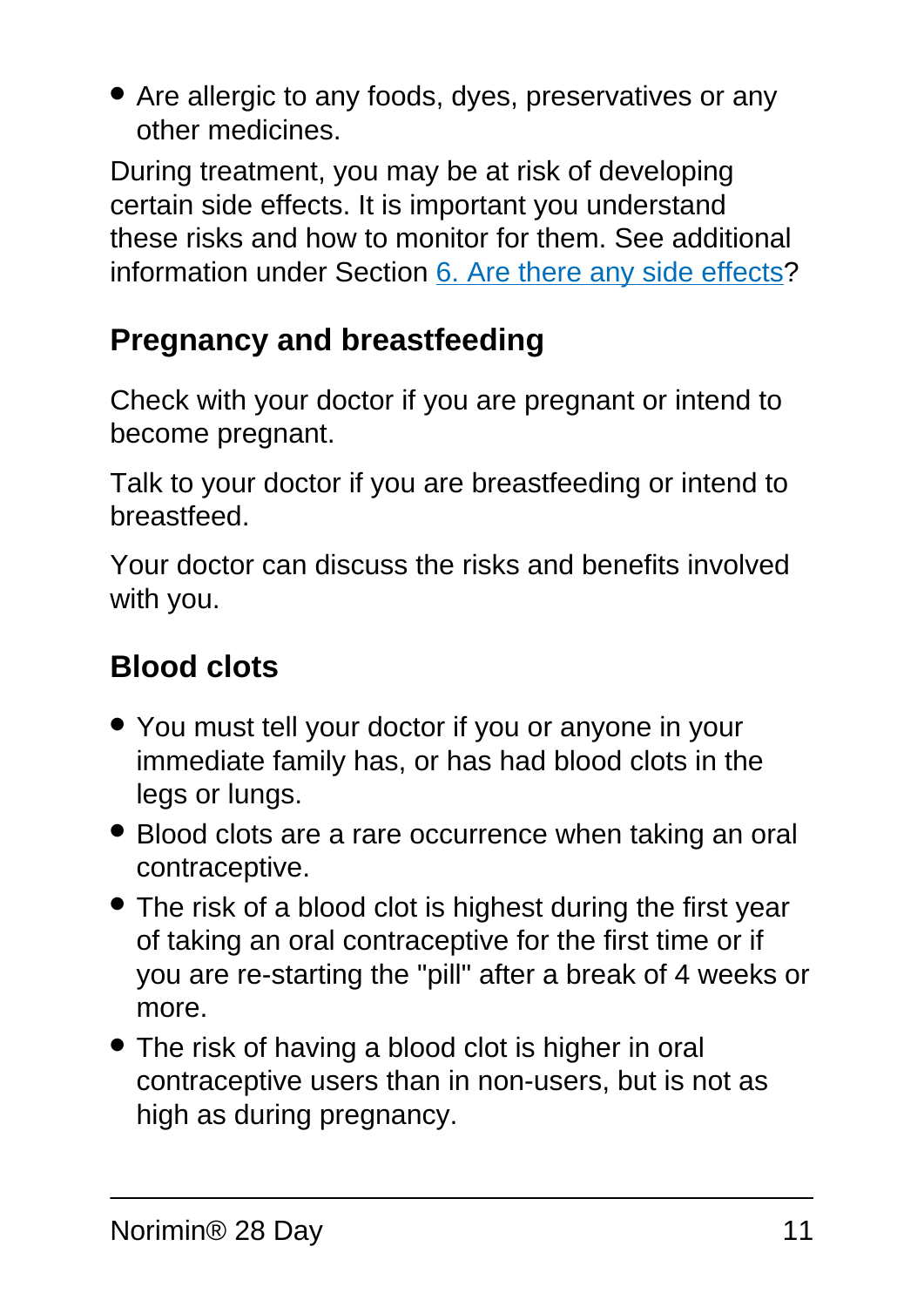- Are allergic to any foods, dyes, preservatives or any other medicines.

During treatment, you may be at risk of developing certain side effects. It is important you understand these risks and how to monitor for them. See additional information under Section [6. Are there any side effects](#)?

### Pregnancy and breastfeeding

Check with your doctor if you are pregnant or intend to become pregnant.

Talk to your doctor if you are breastfeeding or intend to breastfeed.

Your doctor can discuss the risks and benefits involved with you.

### Blood clots

- You must tell your doctor if you or anyone in your immediate family has, or has had blood clots in the legs or lungs.
- Blood clots are a rare occurrence when taking an oral contraceptive.
- The risk of a blood clot is highest during the first year of taking an oral contraceptive for the first time or if you are re-starting the "pill" after a break of 4 weeks or more.
- The risk of having a blood clot is higher in oral contraceptive users than in non-users, but is not as high as during pregnancy.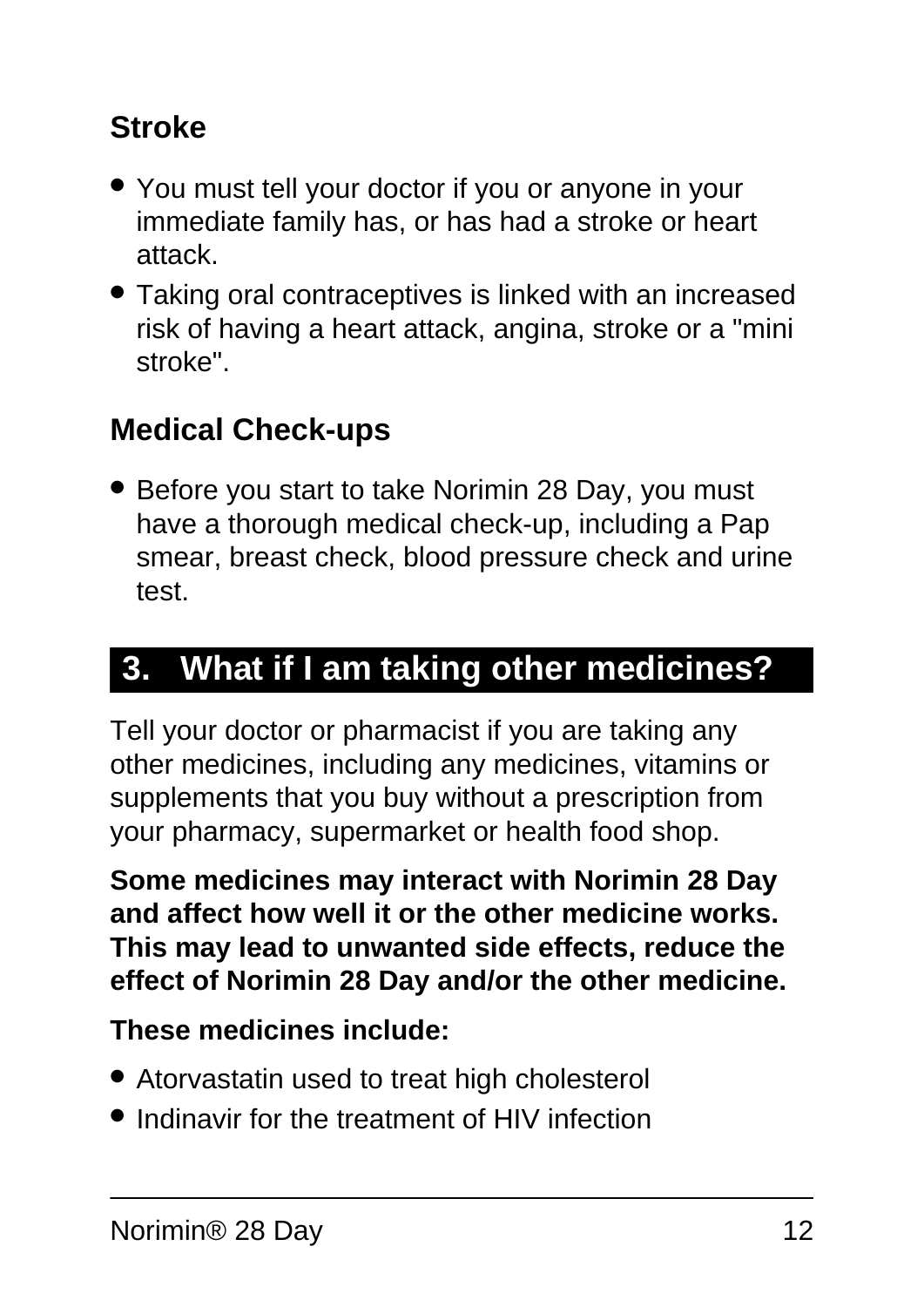### Stroke

- You must tell your doctor if you or anyone in your immediate family has, or has had a stroke or heart attack.
- Taking oral contraceptives is linked with an increased risk of having a heart attack, angina, stroke or a "mini stroke".

### Medical Check-ups

- Before you start to take Norimin 28 Day, you must have a thorough medical check-up, including a Pap smear, breast check, blood pressure check and urine test.

## 3. What if I am taking other medicines?

Tell your doctor or pharmacist if you are taking any other medicines, including any medicines, vitamins or supplements that you buy without a prescription from your pharmacy, supermarket or health food shop.

**Some medicines may interact with Norimin 28 Day and affect how well it or the other medicine works. This may lead to unwanted side effects, reduce the effect of Norimin 28 Day and/or the other medicine.**

**These medicines include:**

- Atorvastatin used to treat high cholesterol
- Indinavir for the treatment of HIV infection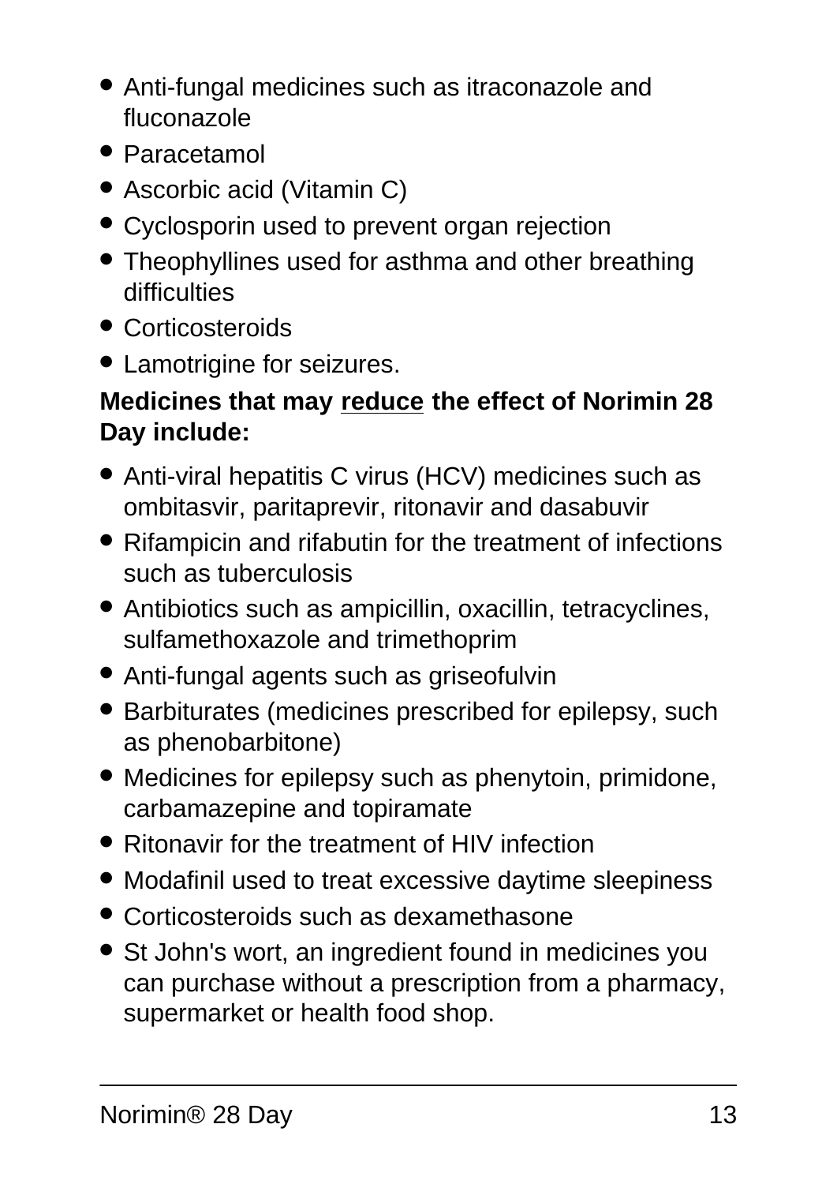- Anti-fungal medicines such as itraconazole and fluconazole
- Paracetamol
- Ascorbic acid (Vitamin C)
- Cyclosporin used to prevent organ rejection
- Theophyllines used for asthma and other breathing difficulties
- Corticosteroids
- Lamotrigine for seizures.

**Medicines that may <u>reduce</u> the effect of Norimin 28 Day include:**

- Anti-viral hepatitis C virus (HCV) medicines such as ombitasvir, paritaprevir, ritonavir and dasabuvir
- Rifampicin and rifabutin for the treatment of infections such as tuberculosis
- Antibiotics such as ampicillin, oxacillin, tetracyclines, sulfamethoxazole and trimethoprim
- Anti-fungal agents such as griseofulvin
- Barbiturates (medicines prescribed for epilepsy, such as phenobarbitone)
- Medicines for epilepsy such as phenytoin, primidone, carbamazepine and topiramate
- Ritonavir for the treatment of HIV infection
- Modafinil used to treat excessive daytime sleepiness
- Corticosteroids such as dexamethasone
- St John's wort, an ingredient found in medicines you can purchase without a prescription from a pharmacy, supermarket or health food shop.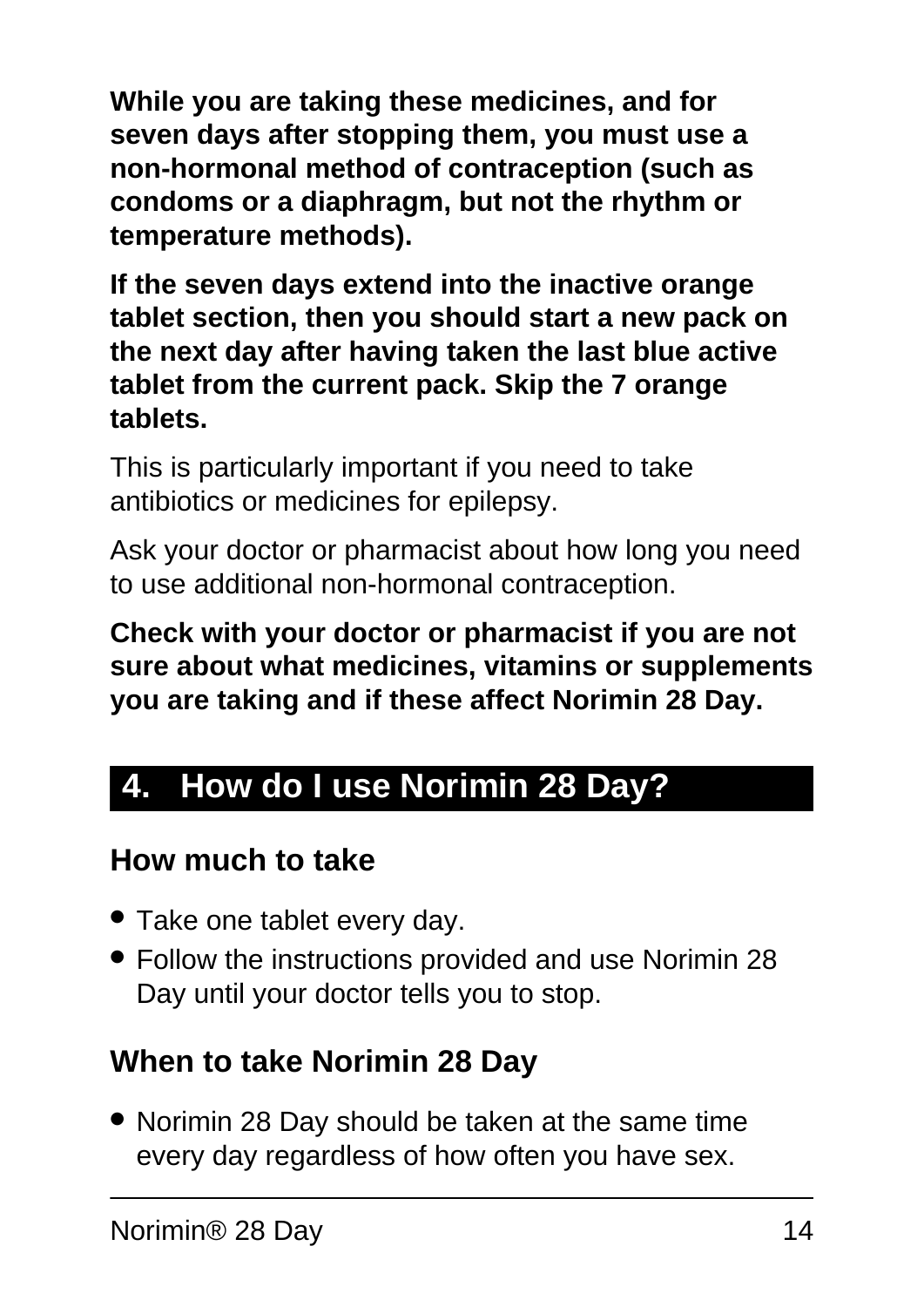**While you are taking these medicines, and for seven days after stopping them, you must use a non-hormonal method of contraception (such as condoms or a diaphragm, but not the rhythm or temperature methods).**

**If the seven days extend into the inactive orange tablet section, then you should start a new pack on the next day after having taken the last blue active tablet from the current pack. Skip the 7 orange tablets.**

This is particularly important if you need to take antibiotics or medicines for epilepsy.

Ask your doctor or pharmacist about how long you need to use additional non-hormonal contraception.

**Check with your doctor or pharmacist if you are not sure about what medicines, vitamins or supplements you are taking and if these affect Norimin 28 Day.**

## 4. How do I use Norimin 28 Day?

### How much to take

- Take one tablet every day.
- Follow the instructions provided and use Norimin 28 Day until your doctor tells you to stop.

### When to take Norimin 28 Day

- Norimin 28 Day should be taken at the same time every day regardless of how often you have sex.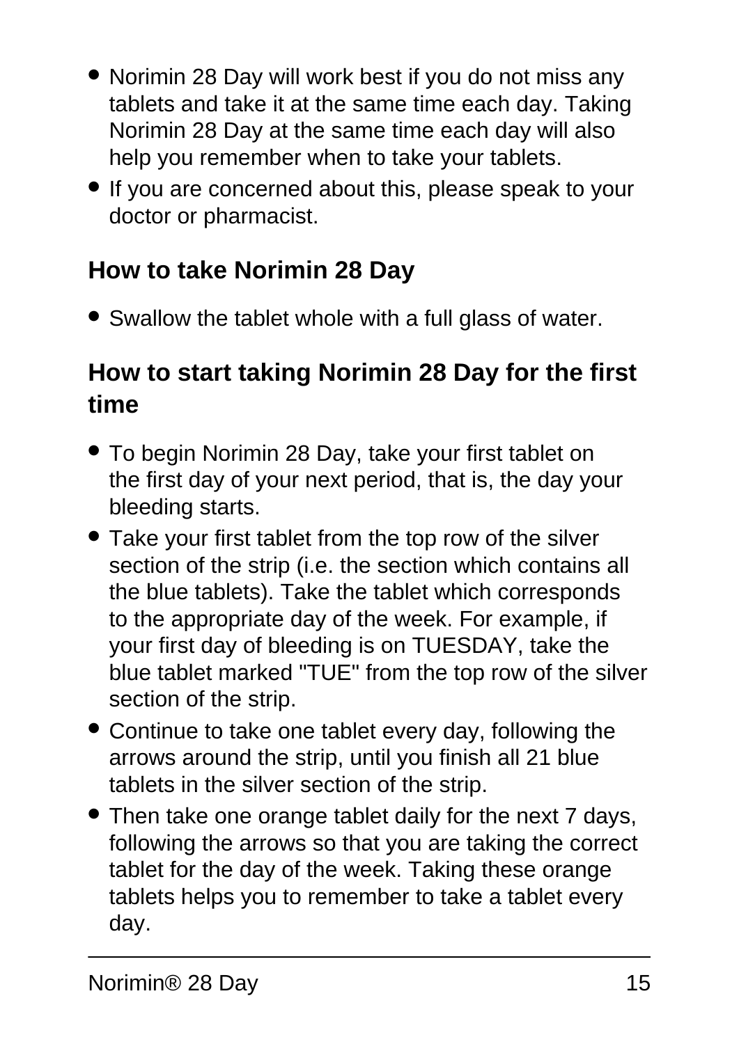- Norimin 28 Day will work best if you do not miss any tablets and take it at the same time each day. Taking Norimin 28 Day at the same time each day will also help you remember when to take your tablets.
- If you are concerned about this, please speak to your doctor or pharmacist.

## How to take Norimin 28 Day

- Swallow the tablet whole with a full glass of water.

## How to start taking Norimin 28 Day for the first time

- To begin Norimin 28 Day, take your first tablet on the first day of your next period, that is, the day your bleeding starts.
- Take your first tablet from the top row of the silver section of the strip (i.e. the section which contains all the blue tablets). Take the tablet which corresponds to the appropriate day of the week. For example, if your first day of bleeding is on TUESDAY, take the blue tablet marked "TUE" from the top row of the silver section of the strip.
- Continue to take one tablet every day, following the arrows around the strip, until you finish all 21 blue tablets in the silver section of the strip.
- Then take one orange tablet daily for the next 7 days, following the arrows so that you are taking the correct tablet for the day of the week. Taking these orange tablets helps you to remember to take a tablet every day.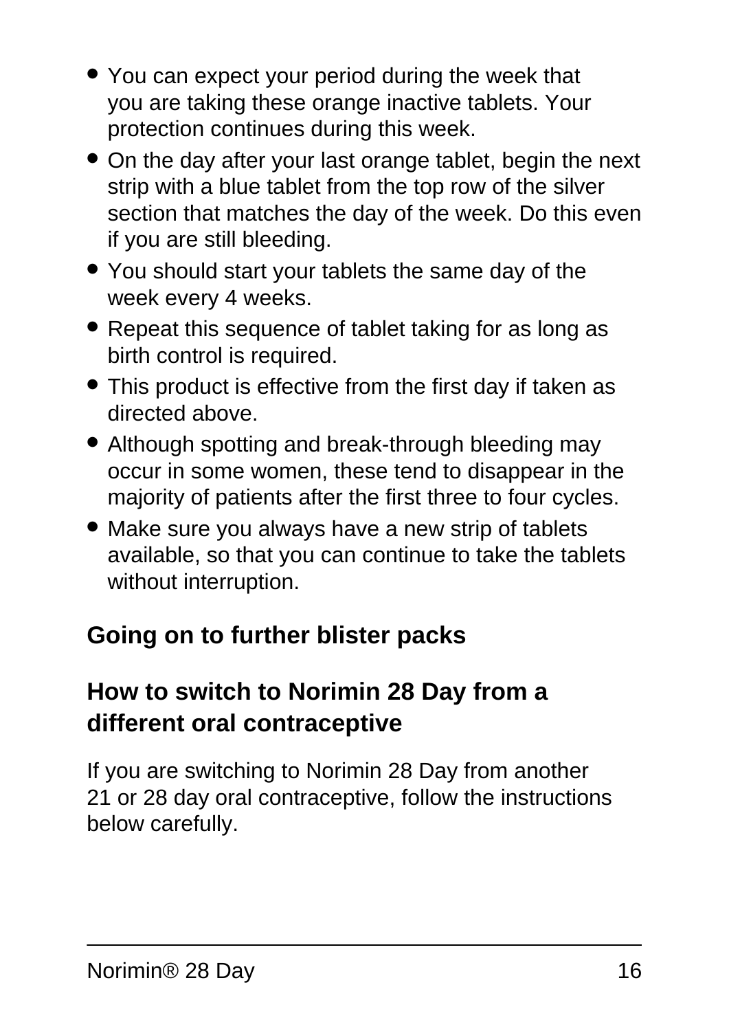- You can expect your period during the week that you are taking these orange inactive tablets. Your protection continues during this week.
- On the day after your last orange tablet, begin the next strip with a blue tablet from the top row of the silver section that matches the day of the week. Do this even if you are still bleeding.
- You should start your tablets the same day of the week every 4 weeks.
- Repeat this sequence of tablet taking for as long as birth control is required.
- This product is effective from the first day if taken as directed above.
- Although spotting and break-through bleeding may occur in some women, these tend to disappear in the majority of patients after the first three to four cycles.
- Make sure you always have a new strip of tablets available, so that you can continue to take the tablets without interruption.

### Going on to further blister packs

### How to switch to Norimin 28 Day from a different oral contraceptive

If you are switching to Norimin 28 Day from another 21 or 28 day oral contraceptive, follow the instructions below carefully.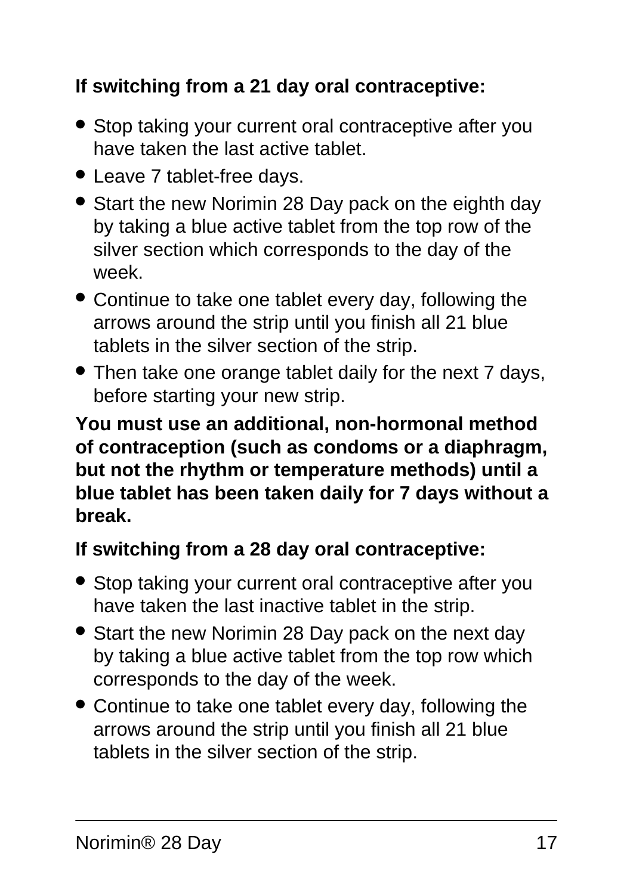**If switching from a 21 day oral contraceptive:**

- Stop taking your current oral contraceptive after you have taken the last active tablet.
- Leave 7 tablet-free days.
- Start the new Norimin 28 Day pack on the eighth day by taking a blue active tablet from the top row of the silver section which corresponds to the day of the week.
- Continue to take one tablet every day, following the arrows around the strip until you finish all 21 blue tablets in the silver section of the strip.
- Then take one orange tablet daily for the next 7 days, before starting your new strip.

**You must use an additional, non-hormonal method of contraception (such as condoms or a diaphragm, but not the rhythm or temperature methods) until a blue tablet has been taken daily for 7 days without a break.**

**If switching from a 28 day oral contraceptive:**

- Stop taking your current oral contraceptive after you have taken the last inactive tablet in the strip.
- Start the new Norimin 28 Day pack on the next day by taking a blue active tablet from the top row which corresponds to the day of the week.
- Continue to take one tablet every day, following the arrows around the strip until you finish all 21 blue tablets in the silver section of the strip.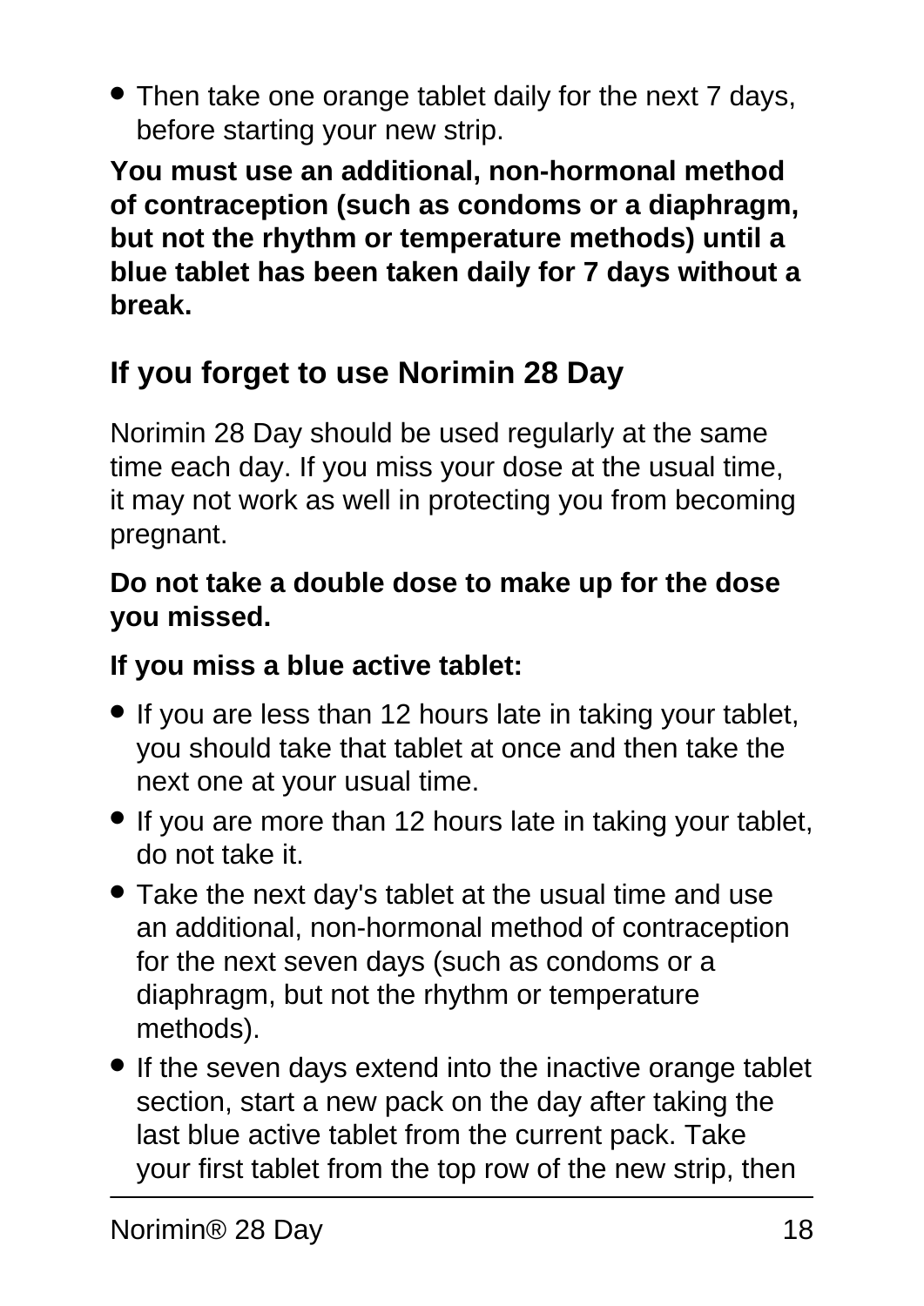- Then take one orange tablet daily for the next 7 days, before starting your new strip.

**You must use an additional, non-hormonal method of contraception (such as condoms or a diaphragm, but not the rhythm or temperature methods) until a blue tablet has been taken daily for 7 days without a break.**

## If you forget to use Norimin 28 Day

Norimin 28 Day should be used regularly at the same time each day. If you miss your dose at the usual time, it may not work as well in protecting you from becoming pregnant.

**Do not take a double dose to make up for the dose you missed.**

**If you miss a blue active tablet:**

- If you are less than 12 hours late in taking your tablet, you should take that tablet at once and then take the next one at your usual time.
- If you are more than 12 hours late in taking your tablet, do not take it.
- Take the next day's tablet at the usual time and use an additional, non-hormonal method of contraception for the next seven days (such as condoms or a diaphragm, but not the rhythm or temperature methods).
- If the seven days extend into the inactive orange tablet section, start a new pack on the day after taking the last blue active tablet from the current pack. Take your first tablet from the top row of the new strip, then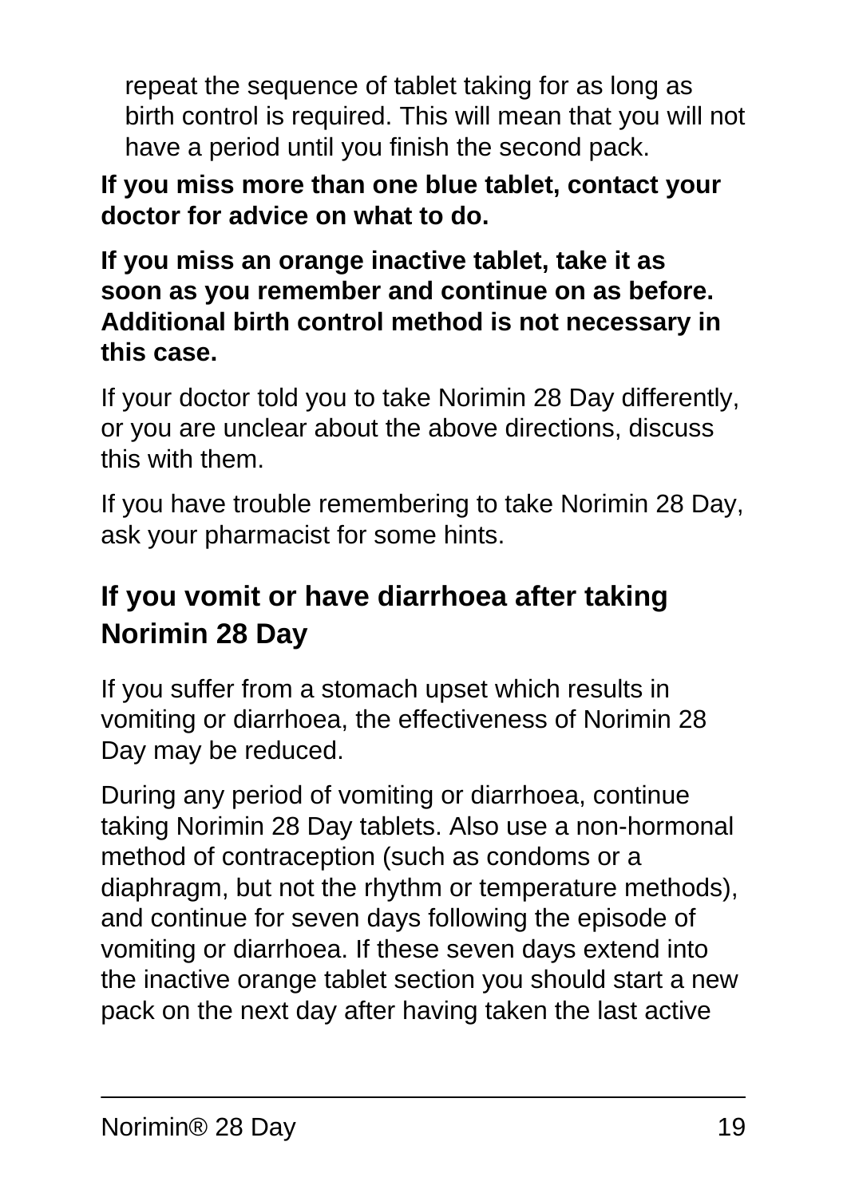repeat the sequence of tablet taking for as long as birth control is required. This will mean that you will not have a period until you finish the second pack.

**If you miss more than one blue tablet, contact your doctor for advice on what to do.**

**If you miss an orange inactive tablet, take it as soon as you remember and continue on as before. Additional birth control method is not necessary in this case.**

If your doctor told you to take Norimin 28 Day differently, or you are unclear about the above directions, discuss this with them.

If you have trouble remembering to take Norimin 28 Day, ask your pharmacist for some hints.

## If you vomit or have diarrhoea after taking Norimin 28 Day

If you suffer from a stomach upset which results in vomiting or diarrhoea, the effectiveness of Norimin 28 Day may be reduced.

During any period of vomiting or diarrhoea, continue taking Norimin 28 Day tablets. Also use a non-hormonal method of contraception (such as condoms or a diaphragm, but not the rhythm or temperature methods), and continue for seven days following the episode of vomiting or diarrhoea. If these seven days extend into the inactive orange tablet section you should start a new pack on the next day after having taken the last active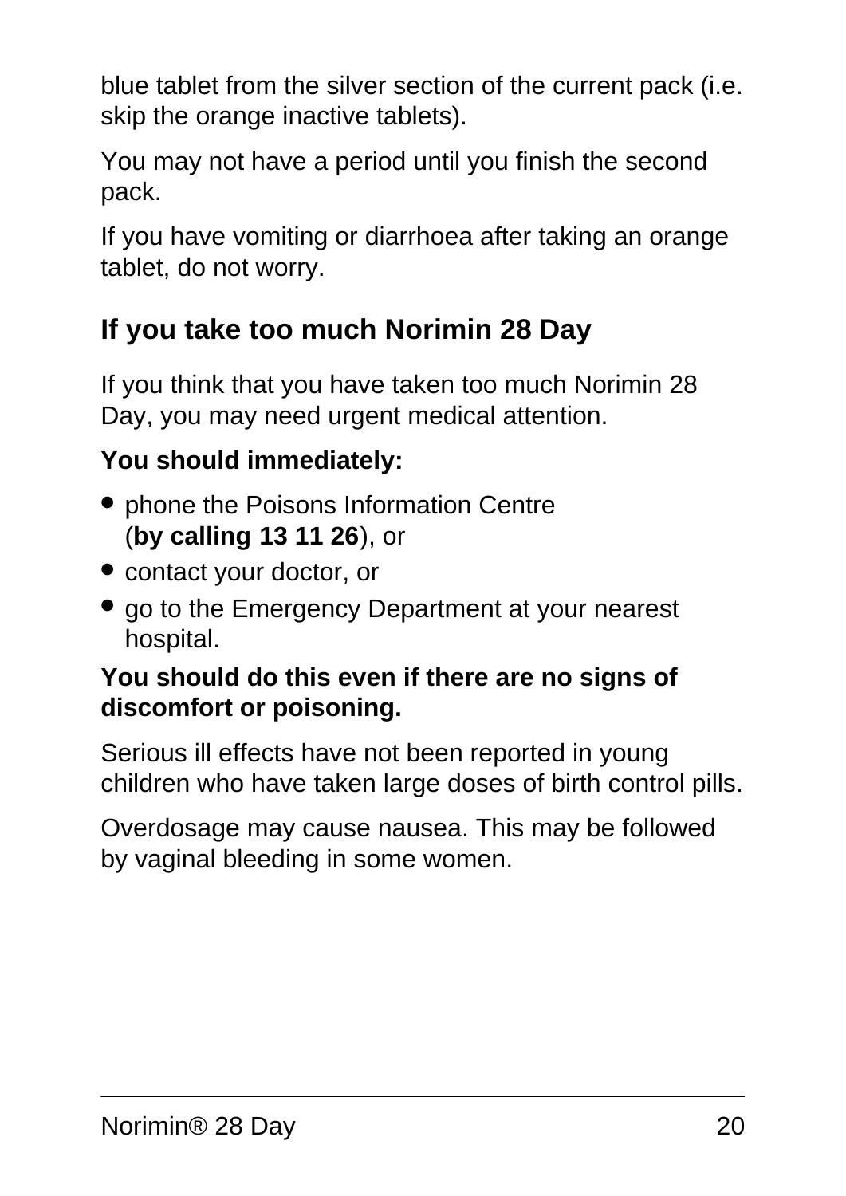blue tablet from the silver section of the current pack (i.e. skip the orange inactive tablets).

You may not have a period until you finish the second pack.

If you have vomiting or diarrhoea after taking an orange tablet, do not worry.

## If you take too much Norimin 28 Day

If you think that you have taken too much Norimin 28 Day, you may need urgent medical attention.

**You should immediately:**

- phone the Poisons Information Centre (**by calling 13 11 26**), or
- contact your doctor, or
- go to the Emergency Department at your nearest hospital.

**You should do this even if there are no signs of discomfort or poisoning.**

Serious ill effects have not been reported in young children who have taken large doses of birth control pills.

Overdosage may cause nausea. This may be followed by vaginal bleeding in some women.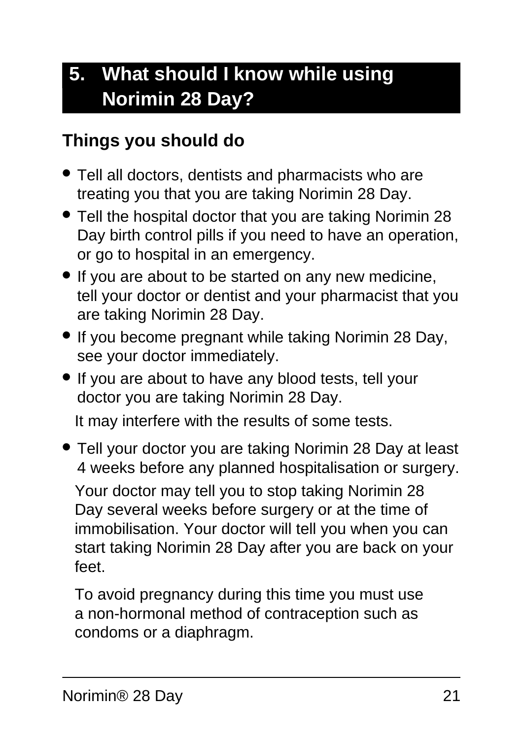## 5. What should I know while using Norimin 28 Day?

### Things you should do

- Tell all doctors, dentists and pharmacists who are treating you that you are taking Norimin 28 Day.
- Tell the hospital doctor that you are taking Norimin 28 Day birth control pills if you need to have an operation, or go to hospital in an emergency.
- If you are about to be started on any new medicine, tell your doctor or dentist and your pharmacist that you are taking Norimin 28 Day.
- If you become pregnant while taking Norimin 28 Day, see your doctor immediately.
- If you are about to have any blood tests, tell your doctor you are taking Norimin 28 Day.

  It may interfere with the results of some tests.

- Tell your doctor you are taking Norimin 28 Day at least 4 weeks before any planned hospitalisation or surgery.

  Your doctor may tell you to stop taking Norimin 28 Day several weeks before surgery or at the time of immobilisation. Your doctor will tell you when you can start taking Norimin 28 Day after you are back on your feet.

  To avoid pregnancy during this time you must use a non-hormonal method of contraception such as condoms or a diaphragm.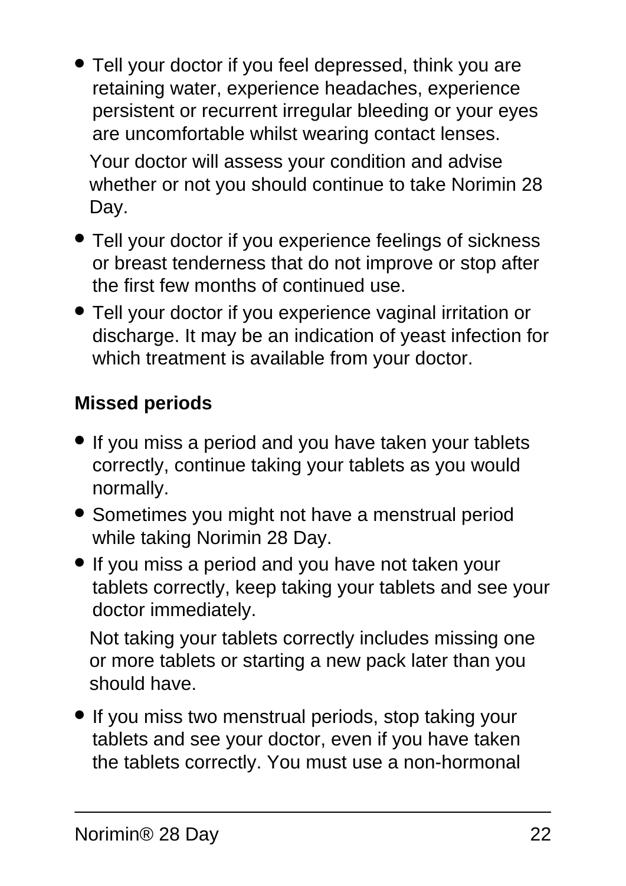- Tell your doctor if you feel depressed, think you are retaining water, experience headaches, experience persistent or recurrent irregular bleeding or your eyes are uncomfortable whilst wearing contact lenses.

  Your doctor will assess your condition and advise whether or not you should continue to take Norimin 28 Day.

- Tell your doctor if you experience feelings of sickness or breast tenderness that do not improve or stop after the first few months of continued use.
- Tell your doctor if you experience vaginal irritation or discharge. It may be an indication of yeast infection for which treatment is available from your doctor.

**Missed periods**

- If you miss a period and you have taken your tablets correctly, continue taking your tablets as you would normally.
- Sometimes you might not have a menstrual period while taking Norimin 28 Day.
- If you miss a period and you have not taken your tablets correctly, keep taking your tablets and see your doctor immediately.

  Not taking your tablets correctly includes missing one or more tablets or starting a new pack later than you should have.

- If you miss two menstrual periods, stop taking your tablets and see your doctor, even if you have taken the tablets correctly. You must use a non-hormonal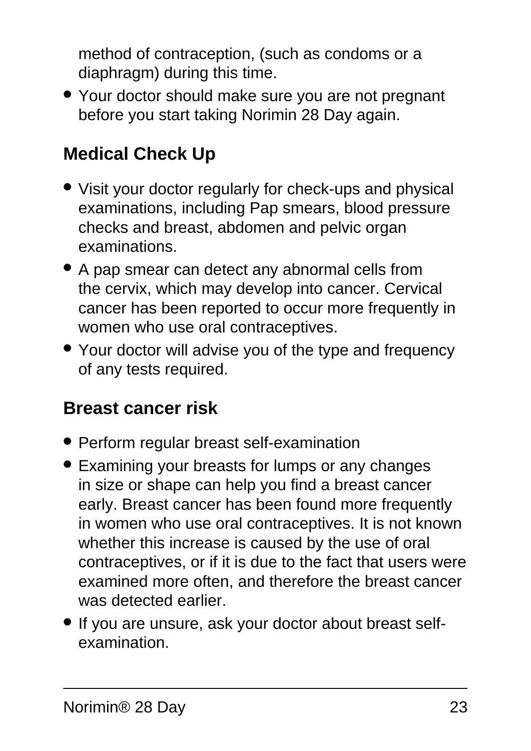method of contraception, (such as condoms or a diaphragm) during this time.

- Your doctor should make sure you are not pregnant before you start taking Norimin 28 Day again.

## Medical Check Up

- Visit your doctor regularly for check-ups and physical examinations, including Pap smears, blood pressure checks and breast, abdomen and pelvic organ examinations.
- A pap smear can detect any abnormal cells from the cervix, which may develop into cancer. Cervical cancer has been reported to occur more frequently in women who use oral contraceptives.
- Your doctor will advise you of the type and frequency of any tests required.

## Breast cancer risk

- Perform regular breast self-examination
- Examining your breasts for lumps or any changes in size or shape can help you find a breast cancer early. Breast cancer has been found more frequently in women who use oral contraceptives. It is not known whether this increase is caused by the use of oral contraceptives, or if it is due to the fact that users were examined more often, and therefore the breast cancer was detected earlier.
- If you are unsure, ask your doctor about breast self-examination.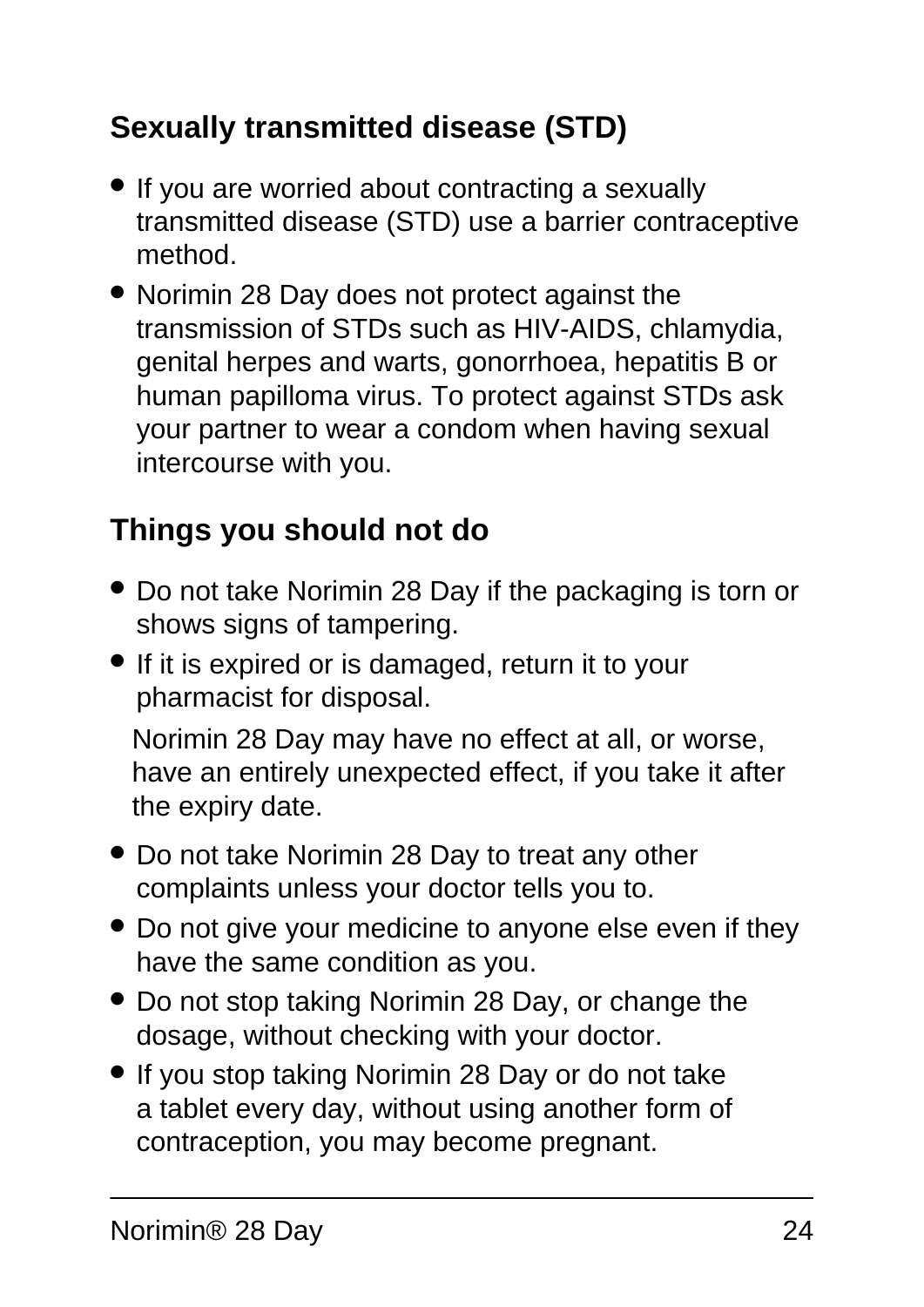## Sexually transmitted disease (STD)

- If you are worried about contracting a sexually transmitted disease (STD) use a barrier contraceptive method.
- Norimin 28 Day does not protect against the transmission of STDs such as HIV-AIDS, chlamydia, genital herpes and warts, gonorrhoea, hepatitis B or human papilloma virus. To protect against STDs ask your partner to wear a condom when having sexual intercourse with you.

## Things you should not do

- Do not take Norimin 28 Day if the packaging is torn or shows signs of tampering.
- If it is expired or is damaged, return it to your pharmacist for disposal.

  Norimin 28 Day may have no effect at all, or worse, have an entirely unexpected effect, if you take it after the expiry date.

- Do not take Norimin 28 Day to treat any other complaints unless your doctor tells you to.
- Do not give your medicine to anyone else even if they have the same condition as you.
- Do not stop taking Norimin 28 Day, or change the dosage, without checking with your doctor.
- If you stop taking Norimin 28 Day or do not take a tablet every day, without using another form of contraception, you may become pregnant.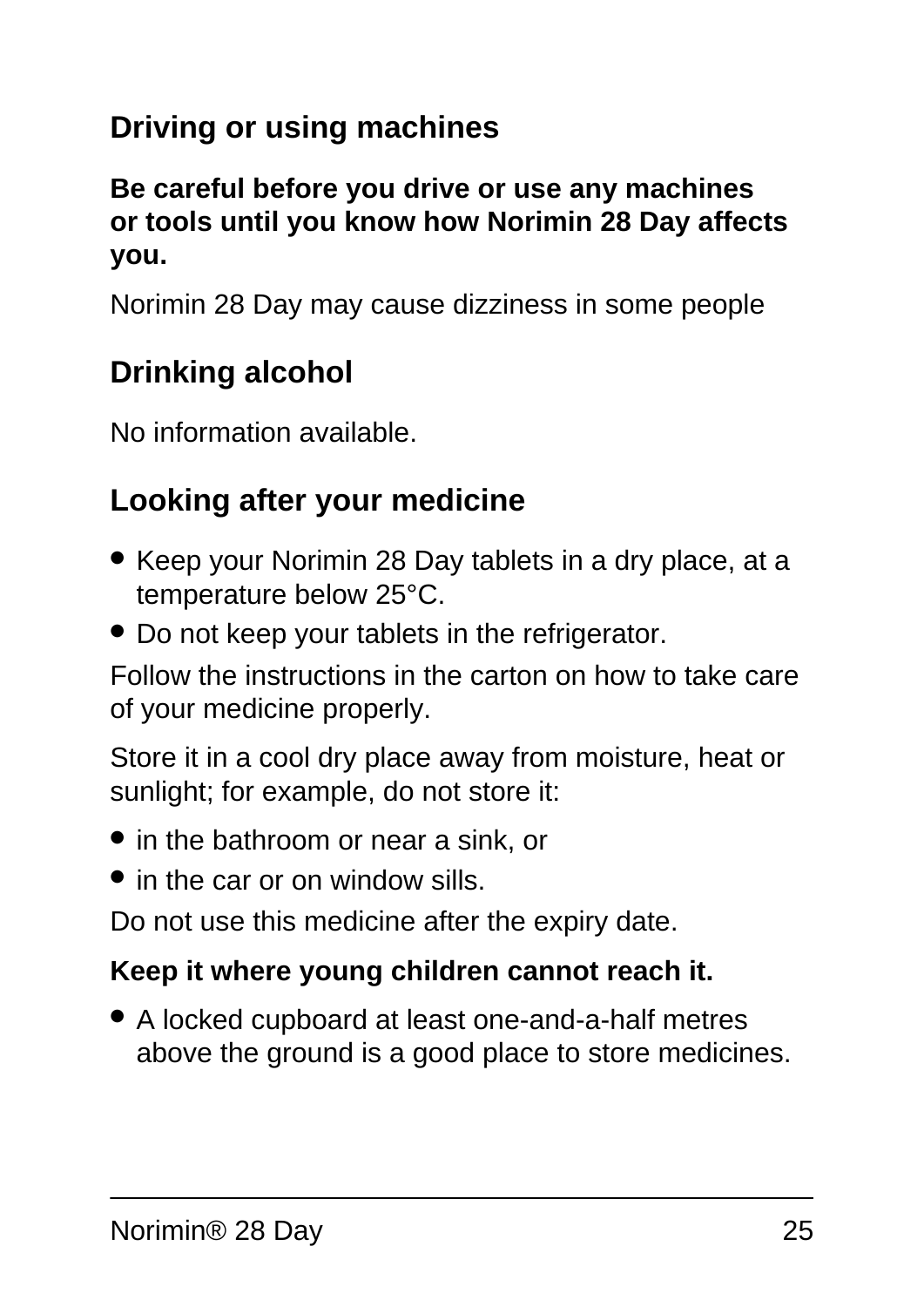## Driving or using machines

**Be careful before you drive or use any machines or tools until you know how Norimin 28 Day affects you.**

Norimin 28 Day may cause dizziness in some people

## Drinking alcohol

No information available.

## Looking after your medicine

- Keep your Norimin 28 Day tablets in a dry place, at a temperature below 25°C.
- Do not keep your tablets in the refrigerator.

Follow the instructions in the carton on how to take care of your medicine properly.

Store it in a cool dry place away from moisture, heat or sunlight; for example, do not store it:

- in the bathroom or near a sink, or
- in the car or on window sills.

Do not use this medicine after the expiry date.

**Keep it where young children cannot reach it.**

- A locked cupboard at least one-and-a-half metres above the ground is a good place to store medicines.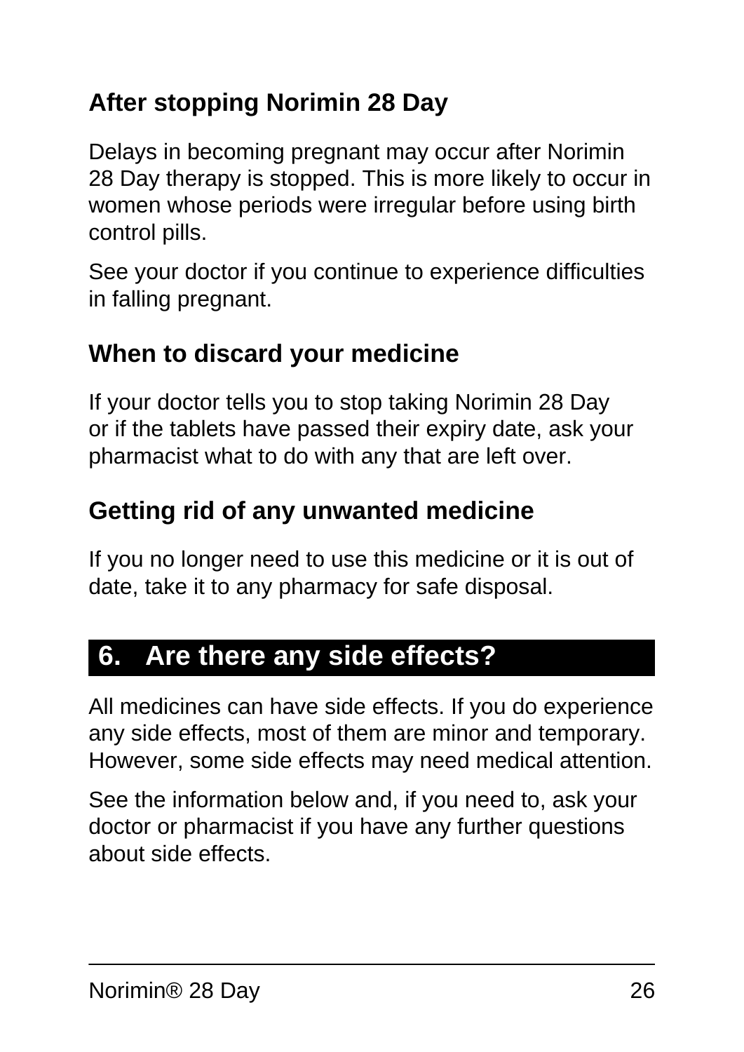### After stopping Norimin 28 Day

Delays in becoming pregnant may occur after Norimin 28 Day therapy is stopped. This is more likely to occur in women whose periods were irregular before using birth control pills.

See your doctor if you continue to experience difficulties in falling pregnant.

### When to discard your medicine

If your doctor tells you to stop taking Norimin 28 Day or if the tablets have passed their expiry date, ask your pharmacist what to do with any that are left over.

### Getting rid of any unwanted medicine

If you no longer need to use this medicine or it is out of date, take it to any pharmacy for safe disposal.

## 6. Are there any side effects?

All medicines can have side effects. If you do experience any side effects, most of them are minor and temporary. However, some side effects may need medical attention.

See the information below and, if you need to, ask your doctor or pharmacist if you have any further questions about side effects.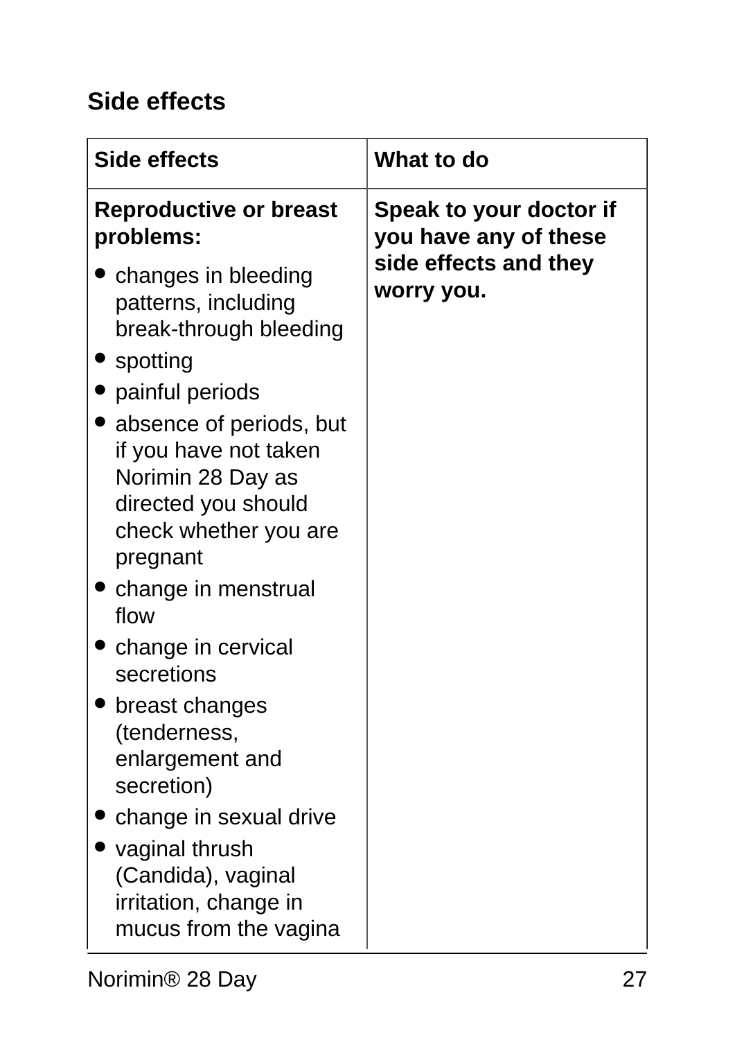## Side effects

| Side effects | What to do |
|---|---|
| **Reproductive or breast problems:**<br>• changes in bleeding patterns, including break-through bleeding<br>• spotting<br>• painful periods<br>• absence of periods, but if you have not taken Norimin 28 Day as directed you should check whether you are pregnant<br>• change in menstrual flow<br>• change in cervical secretions<br>• breast changes (tenderness, enlargement and secretion)<br>• change in sexual drive<br>• vaginal thrush (Candida), vaginal irritation, change in mucus from the vagina | **Speak to your doctor if you have any of these side effects and they worry you.** |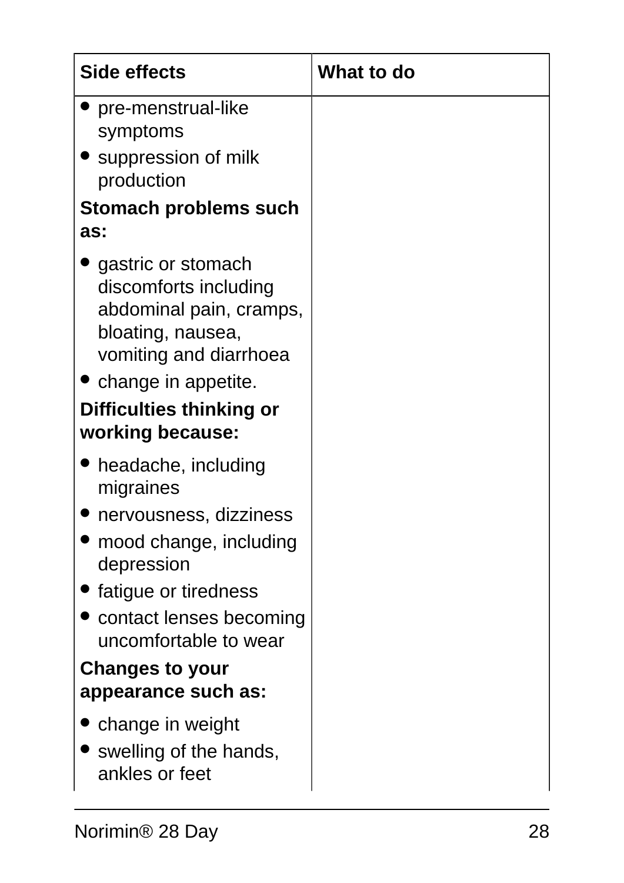| Side effects | What to do |
|---|---|
| • pre-menstrual-like symptoms<br>• suppression of milk production<br>**Stomach problems such as:**<br>• gastric or stomach discomforts including abdominal pain, cramps, bloating, nausea, vomiting and diarrhoea<br>• change in appetite.<br>**Difficulties thinking or working because:**<br>• headache, including migraines<br>• nervousness, dizziness<br>• mood change, including depression<br>• fatigue or tiredness<br>• contact lenses becoming uncomfortable to wear<br>**Changes to your appearance such as:**<br>• change in weight<br>• swelling of the hands, ankles or feet | |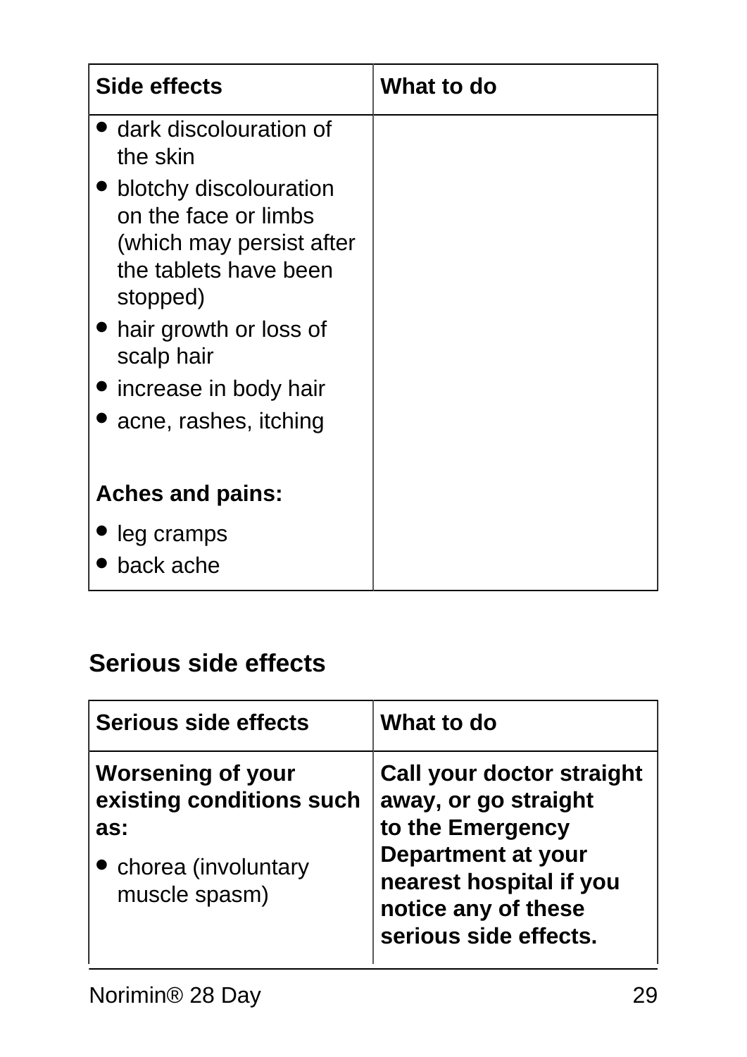| Side effects | What to do |
|---|---|
| • dark discolouration of the skin<br>• blotchy discolouration on the face or limbs (which may persist after the tablets have been stopped)<br>• hair growth or loss of scalp hair<br>• increase in body hair<br>• acne, rashes, itching<br><br>**Aches and pains:**<br>• leg cramps<br>• back ache | |

## Serious side effects

| Serious side effects | What to do |
|---|---|
| **Worsening of your existing conditions such as:**<br>• chorea (involuntary muscle spasm) | **Call your doctor straight away, or go straight to the Emergency Department at your nearest hospital if you notice any of these serious side effects.** |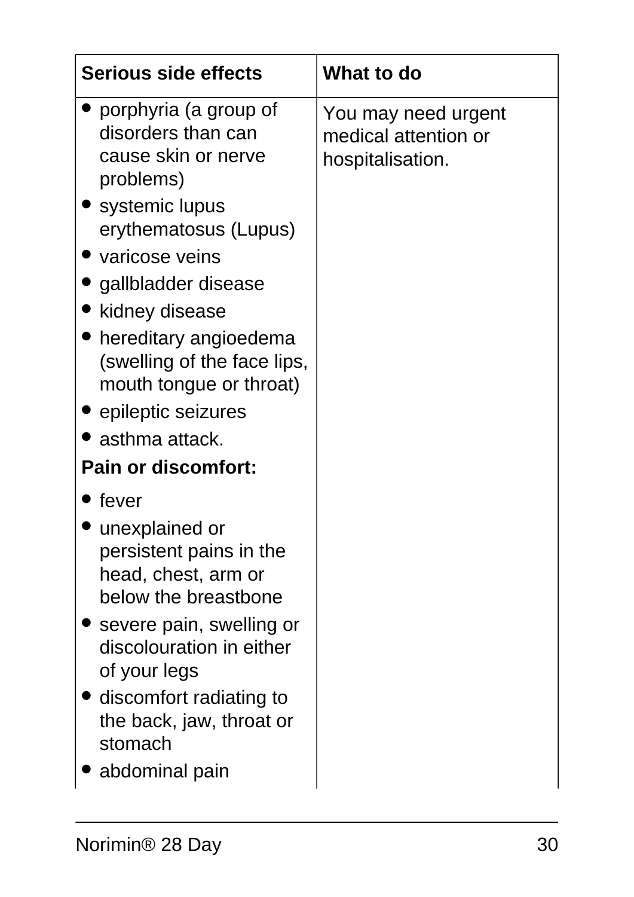| Serious side effects | What to do |
| --- | --- |
| • porphyria (a group of disorders than can cause skin or nerve problems)<br>• systemic lupus erythematosus (Lupus)<br>• varicose veins<br>• gallbladder disease<br>• kidney disease<br>• hereditary angioedema (swelling of the face lips, mouth tongue or throat)<br>• epileptic seizures<br>• asthma attack.<br>**Pain or discomfort:**<br>• fever<br>• unexplained or persistent pains in the head, chest, arm or below the breastbone<br>• severe pain, swelling or discolouration in either of your legs<br>• discomfort radiating to the back, jaw, throat or stomach<br>• abdominal pain | You may need urgent medical attention or hospitalisation. |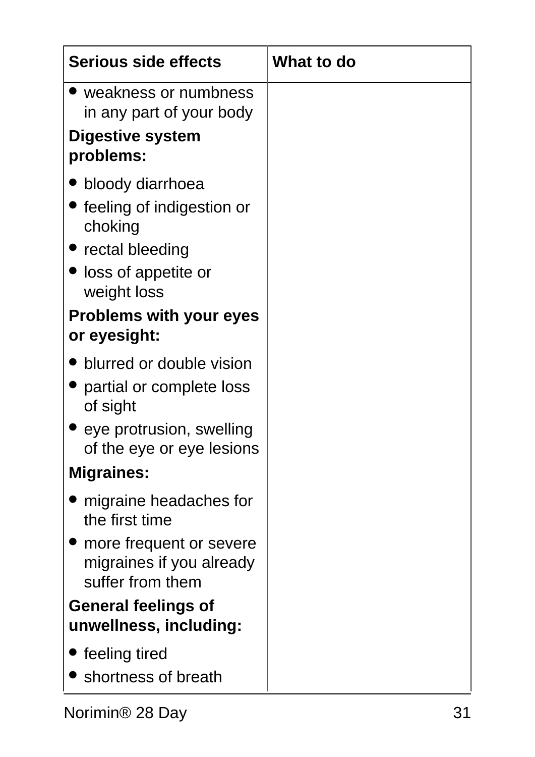| Serious side effects | What to do |
|---|---|
| • weakness or numbness in any part of your body<br>**Digestive system problems:**<br>• bloody diarrhoea<br>• feeling of indigestion or choking<br>• rectal bleeding<br>• loss of appetite or weight loss<br>**Problems with your eyes or eyesight:**<br>• blurred or double vision<br>• partial or complete loss of sight<br>• eye protrusion, swelling of the eye or eye lesions<br>**Migraines:**<br>• migraine headaches for the first time<br>• more frequent or severe migraines if you already suffer from them<br>**General feelings of unwellness, including:**<br>• feeling tired<br>• shortness of breath | |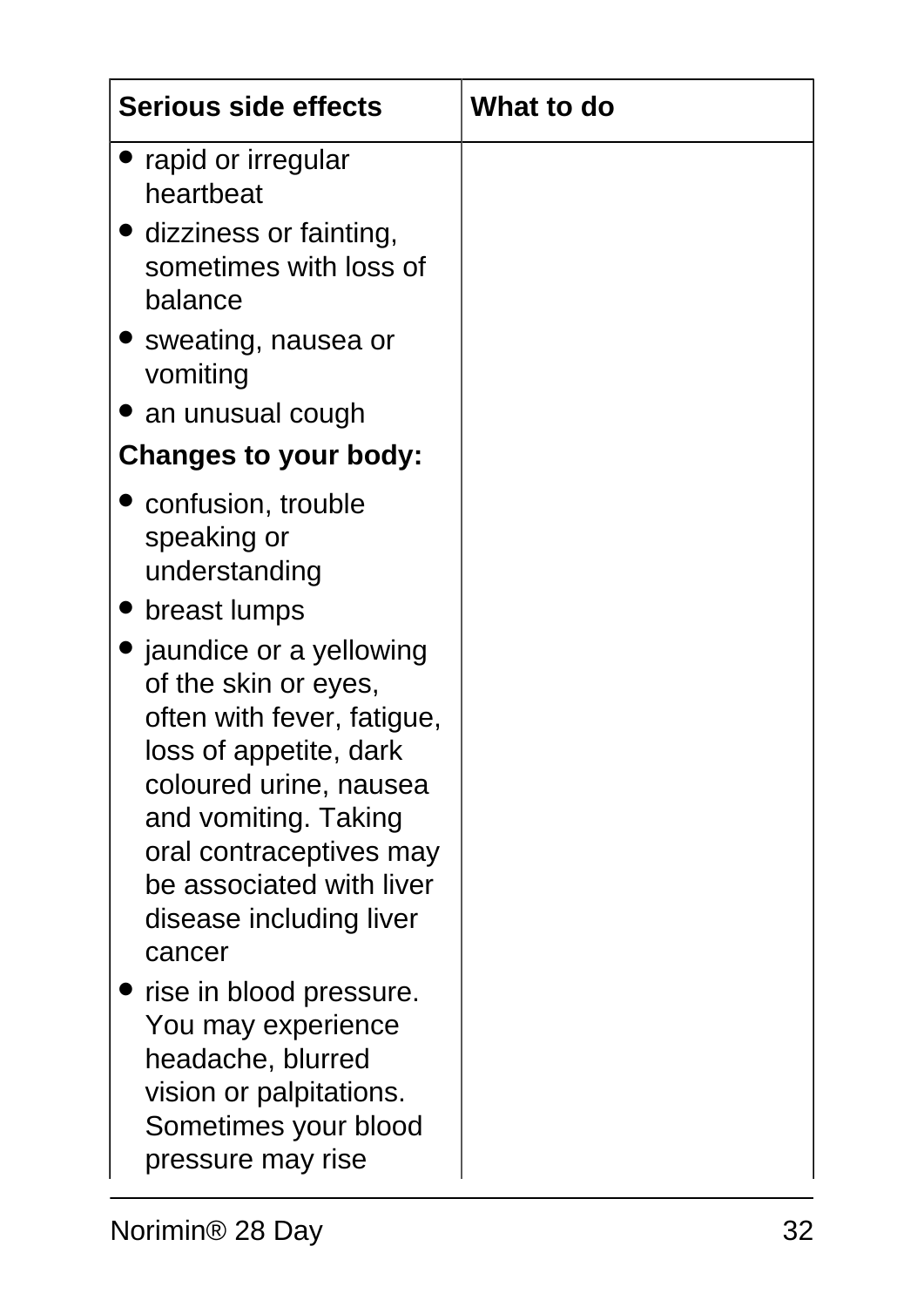| Serious side effects | What to do |
| --- | --- |
| • rapid or irregular heartbeat<br>• dizziness or fainting, sometimes with loss of balance<br>• sweating, nausea or vomiting<br>• an unusual cough<br>**Changes to your body:**<br>• confusion, trouble speaking or understanding<br>• breast lumps<br>• jaundice or a yellowing of the skin or eyes, often with fever, fatigue, loss of appetite, dark coloured urine, nausea and vomiting. Taking oral contraceptives may be associated with liver disease including liver cancer<br>• rise in blood pressure. You may experience headache, blurred vision or palpitations. Sometimes your blood pressure may rise | |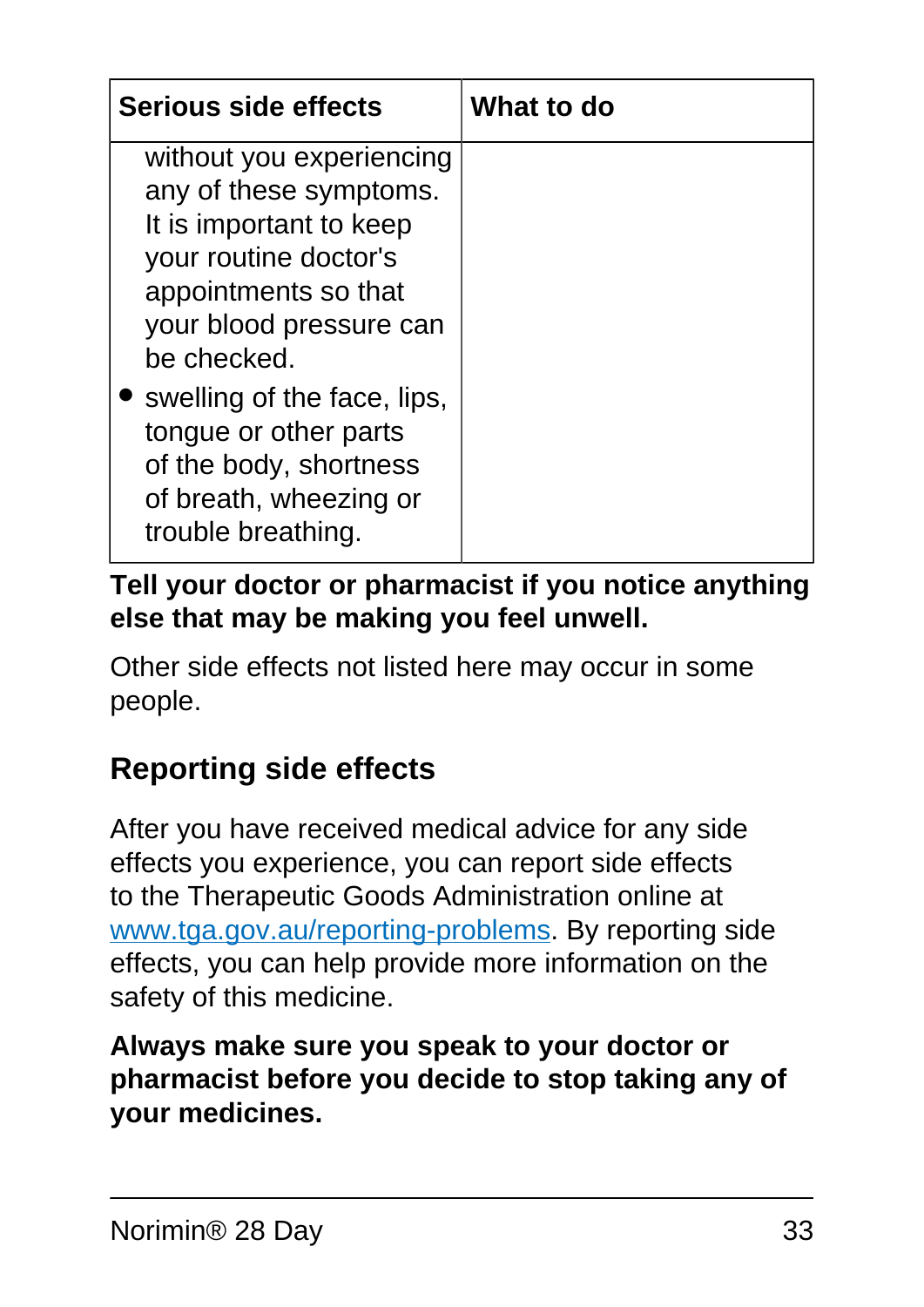| Serious side effects | What to do |
|---|---|
| without you experiencing any of these symptoms. It is important to keep your routine doctor's appointments so that your blood pressure can be checked.<br>• swelling of the face, lips, tongue or other parts of the body, shortness of breath, wheezing or trouble breathing. | |

**Tell your doctor or pharmacist if you notice anything else that may be making you feel unwell.**

Other side effects not listed here may occur in some people.

## Reporting side effects

After you have received medical advice for any side effects you experience, you can report side effects to the Therapeutic Goods Administration online at www.tga.gov.au/reporting-problems. By reporting side effects, you can help provide more information on the safety of this medicine.

**Always make sure you speak to your doctor or pharmacist before you decide to stop taking any of your medicines.**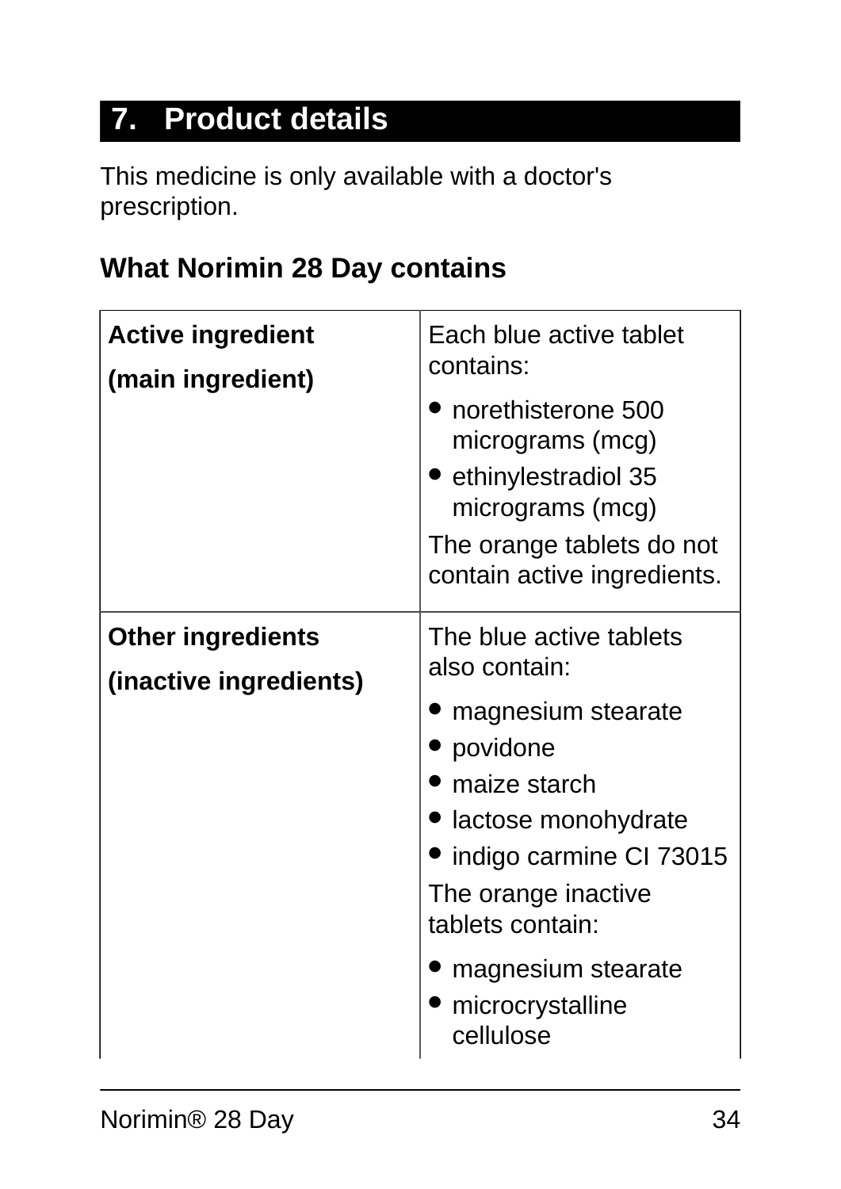## 7. Product details

This medicine is only available with a doctor's prescription.

### What Norimin 28 Day contains

| | |
|---|---|
| **Active ingredient**<br>**(main ingredient)** | Each blue active tablet contains:<br>• norethisterone 500 micrograms (mcg)<br>• ethinylestradiol 35 micrograms (mcg)<br>The orange tablets do not contain active ingredients. |
| **Other ingredients**<br>**(inactive ingredients)** | The blue active tablets also contain:<br>• magnesium stearate<br>• povidone<br>• maize starch<br>• lactose monohydrate<br>• indigo carmine CI 73015<br>The orange inactive tablets contain:<br>• magnesium stearate<br>• microcrystalline cellulose |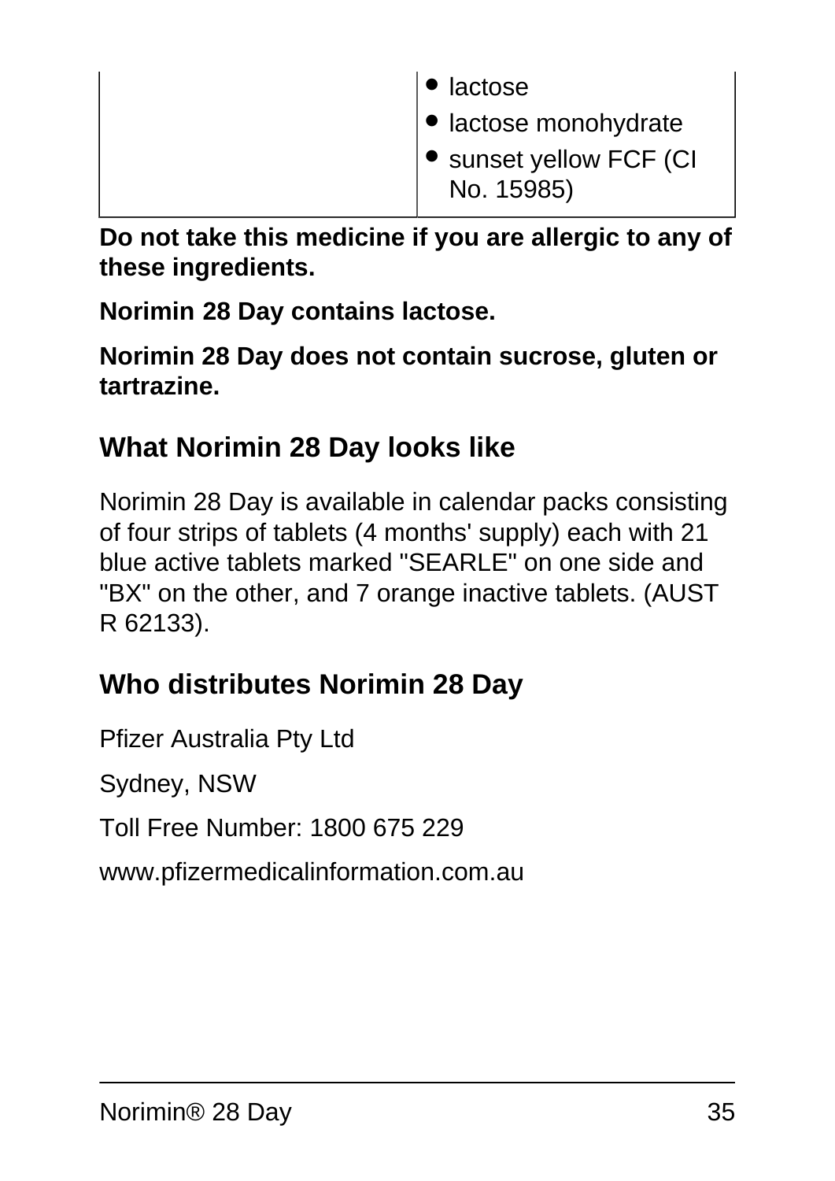| | |
|---|---|
| | • lactose<br>• lactose monohydrate<br>• sunset yellow FCF (CI No. 15985) |

**Do not take this medicine if you are allergic to any of these ingredients.**

**Norimin 28 Day contains lactose.**

**Norimin 28 Day does not contain sucrose, gluten or tartrazine.**

## What Norimin 28 Day looks like

Norimin 28 Day is available in calendar packs consisting of four strips of tablets (4 months' supply) each with 21 blue active tablets marked "SEARLE" on one side and "BX" on the other, and 7 orange inactive tablets. (AUST R 62133).

## Who distributes Norimin 28 Day

Pfizer Australia Pty Ltd

Sydney, NSW

Toll Free Number: 1800 675 229

www.pfizermedicalinformation.com.au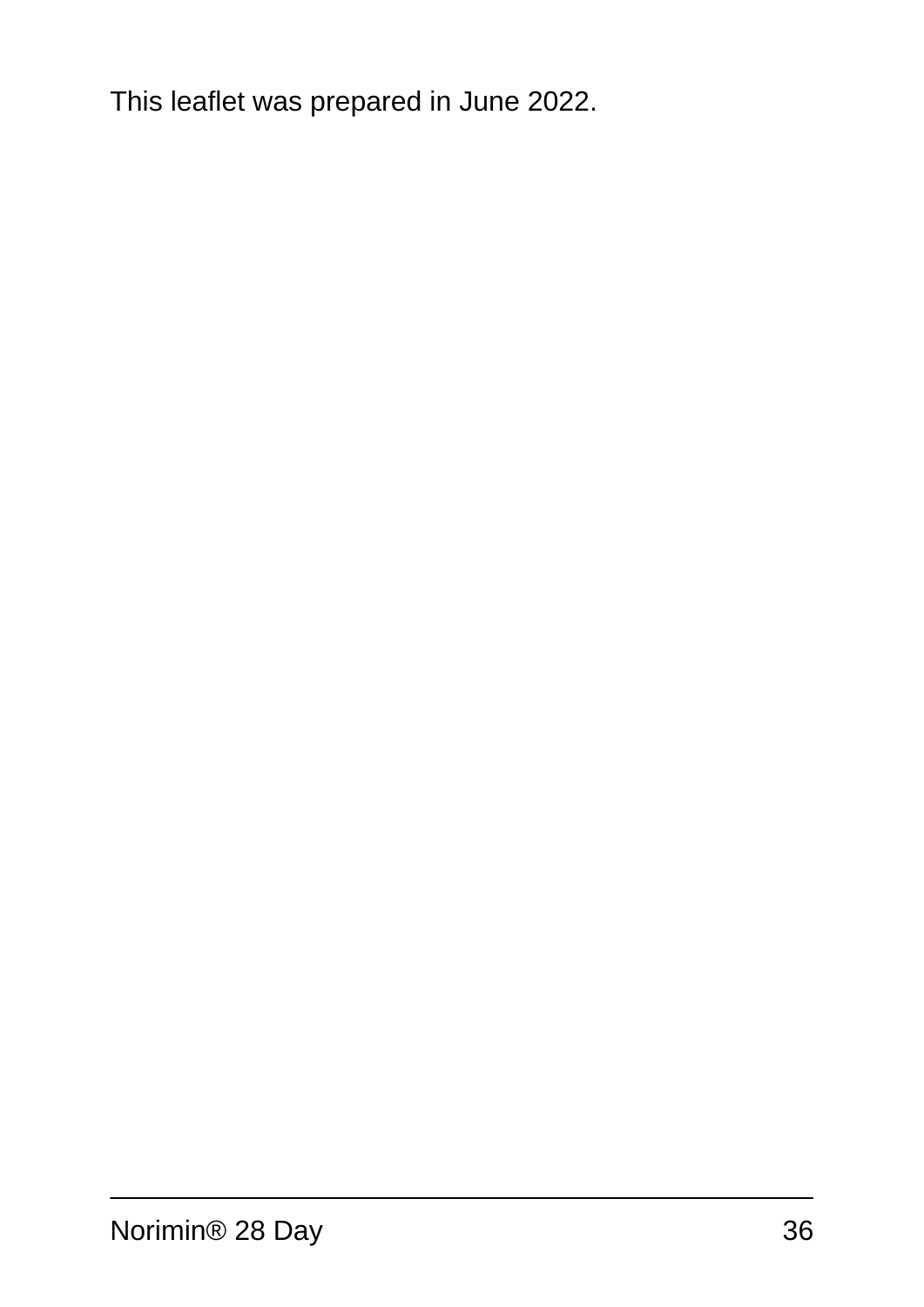This leaflet was prepared in June 2022.